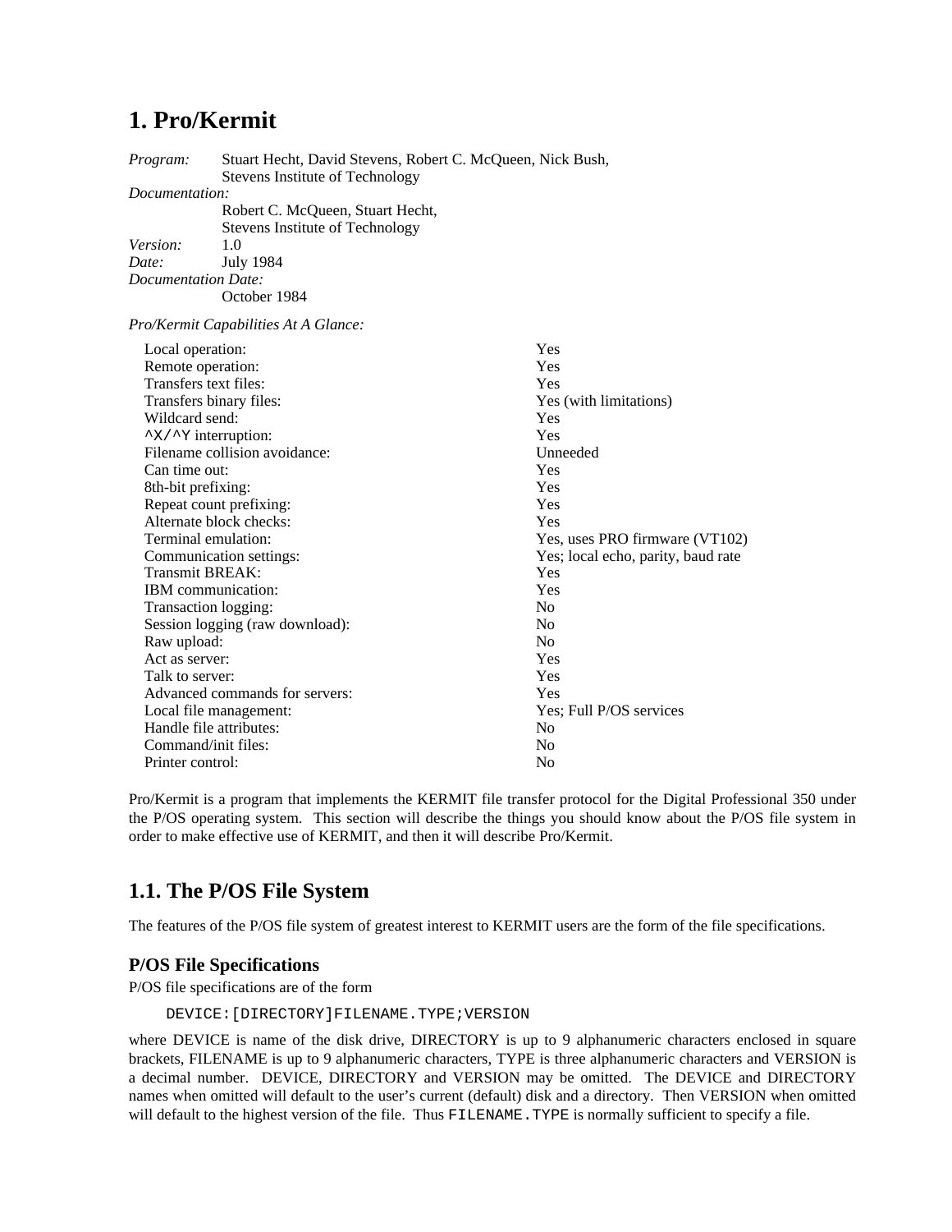# 1. Pro/Kermit

*Program:* Stuart Hecht, David Stevens, Robert C. McQueen, Nick Bush, Stevens Institute of Technology
*Documentation:* Robert C. McQueen, Stuart Hecht, Stevens Institute of Technology
*Version:* 1.0
*Date:* July 1984
*Documentation Date:* October 1984

*Pro/Kermit Capabilities At A Glance:*

| | |
|---|---|
| Local operation: | Yes |
| Remote operation: | Yes |
| Transfers text files: | Yes |
| Transfers binary files: | Yes (with limitations) |
| Wildcard send: | Yes |
| `^X/^Y` interruption: | Yes |
| Filename collision avoidance: | Unneeded |
| Can time out: | Yes |
| 8th-bit prefixing: | Yes |
| Repeat count prefixing: | Yes |
| Alternate block checks: | Yes |
| Terminal emulation: | Yes, uses PRO firmware (VT102) |
| Communication settings: | Yes; local echo, parity, baud rate |
| Transmit BREAK: | Yes |
| IBM communication: | Yes |
| Transaction logging: | No |
| Session logging (raw download): | No |
| Raw upload: | No |
| Act as server: | Yes |
| Talk to server: | Yes |
| Advanced commands for servers: | Yes |
| Local file management: | Yes; Full P/OS services |
| Handle file attributes: | No |
| Command/init files: | No |
| Printer control: | No |

Pro/Kermit is a program that implements the KERMIT file transfer protocol for the Digital Professional 350 under the P/OS operating system. This section will describe the things you should know about the P/OS file system in order to make effective use of KERMIT, and then it will describe Pro/Kermit.

## 1.1. The P/OS File System

The features of the P/OS file system of greatest interest to KERMIT users are the form of the file specifications.

### P/OS File Specifications

P/OS file specifications are of the form

```
DEVICE:[DIRECTORY]FILENAME.TYPE;VERSION
```

where DEVICE is name of the disk drive, DIRECTORY is up to 9 alphanumeric characters enclosed in square brackets, FILENAME is up to 9 alphanumeric characters, TYPE is three alphanumeric characters and VERSION is a decimal number. DEVICE, DIRECTORY and VERSION may be omitted. The DEVICE and DIRECTORY names when omitted will default to the user's current (default) disk and a directory. Then VERSION when omitted will default to the highest version of the file. Thus `FILENAME.TYPE` is normally sufficient to specify a file.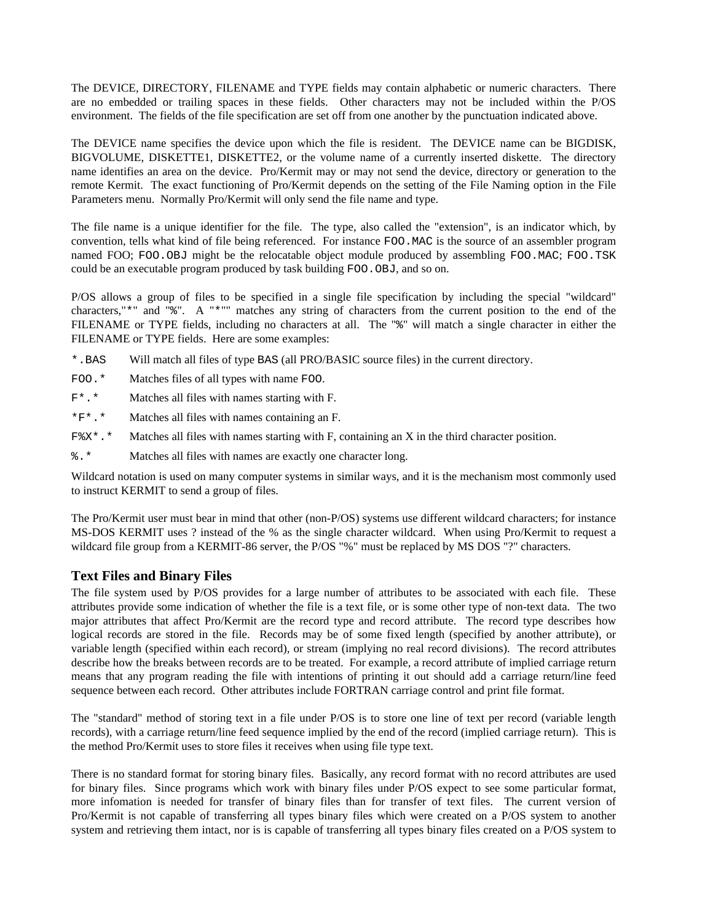The DEVICE, DIRECTORY, FILENAME and TYPE fields may contain alphabetic or numeric characters. There are no embedded or trailing spaces in these fields. Other characters may not be included within the P/OS environment. The fields of the file specification are set off from one another by the punctuation indicated above.

The DEVICE name specifies the device upon which the file is resident. The DEVICE name can be BIGDISK, BIGVOLUME, DISKETTE1, DISKETTE2, or the volume name of a currently inserted diskette. The directory name identifies an area on the device. Pro/Kermit may or may not send the device, directory or generation to the remote Kermit. The exact functioning of Pro/Kermit depends on the setting of the File Naming option in the File Parameters menu. Normally Pro/Kermit will only send the file name and type.

The file name is a unique identifier for the file. The type, also called the "extension", is an indicator which, by convention, tells what kind of file being referenced. For instance `FOO.MAC` is the source of an assembler program named FOO; `FOO.OBJ` might be the relocatable object module produced by assembling `FOO.MAC`; `FOO.TSK` could be an executable program produced by task building `FOO.OBJ`, and so on.

P/OS allows a group of files to be specified in a single file specification by including the special "wildcard" characters,"`*`" and "`%`". A "`*`"" matches any string of characters from the current position to the end of the FILENAME or TYPE fields, including no characters at all. The "`%`" will match a single character in either the FILENAME or TYPE fields. Here are some examples:

- `*.BAS` Will match all files of type `BAS` (all PRO/BASIC source files) in the current directory.
- `FOO.*` Matches files of all types with name `FOO`.
- `F*.*` Matches all files with names starting with F.
- `*F*.*` Matches all files with names containing an F.
- `F%X*.*` Matches all files with names starting with F, containing an X in the third character position.
- `%.*` Matches all files with names are exactly one character long.

Wildcard notation is used on many computer systems in similar ways, and it is the mechanism most commonly used to instruct KERMIT to send a group of files.

The Pro/Kermit user must bear in mind that other (non-P/OS) systems use different wildcard characters; for instance MS-DOS KERMIT uses ? instead of the % as the single character wildcard. When using Pro/Kermit to request a wildcard file group from a KERMIT-86 server, the P/OS "%" must be replaced by MS DOS "?" characters.

## Text Files and Binary Files

The file system used by P/OS provides for a large number of attributes to be associated with each file. These attributes provide some indication of whether the file is a text file, or is some other type of non-text data. The two major attributes that affect Pro/Kermit are the record type and record attribute. The record type describes how logical records are stored in the file. Records may be of some fixed length (specified by another attribute), or variable length (specified within each record), or stream (implying no real record divisions). The record attributes describe how the breaks between records are to be treated. For example, a record attribute of implied carriage return means that any program reading the file with intentions of printing it out should add a carriage return/line feed sequence between each record. Other attributes include FORTRAN carriage control and print file format.

The "standard" method of storing text in a file under P/OS is to store one line of text per record (variable length records), with a carriage return/line feed sequence implied by the end of the record (implied carriage return). This is the method Pro/Kermit uses to store files it receives when using file type text.

There is no standard format for storing binary files. Basically, any record format with no record attributes are used for binary files. Since programs which work with binary files under P/OS expect to see some particular format, more infomation is needed for transfer of binary files than for transfer of text files. The current version of Pro/Kermit is not capable of transferring all types binary files which were created on a P/OS system to another system and retrieving them intact, nor is is capable of transferring all types binary files created on a P/OS system to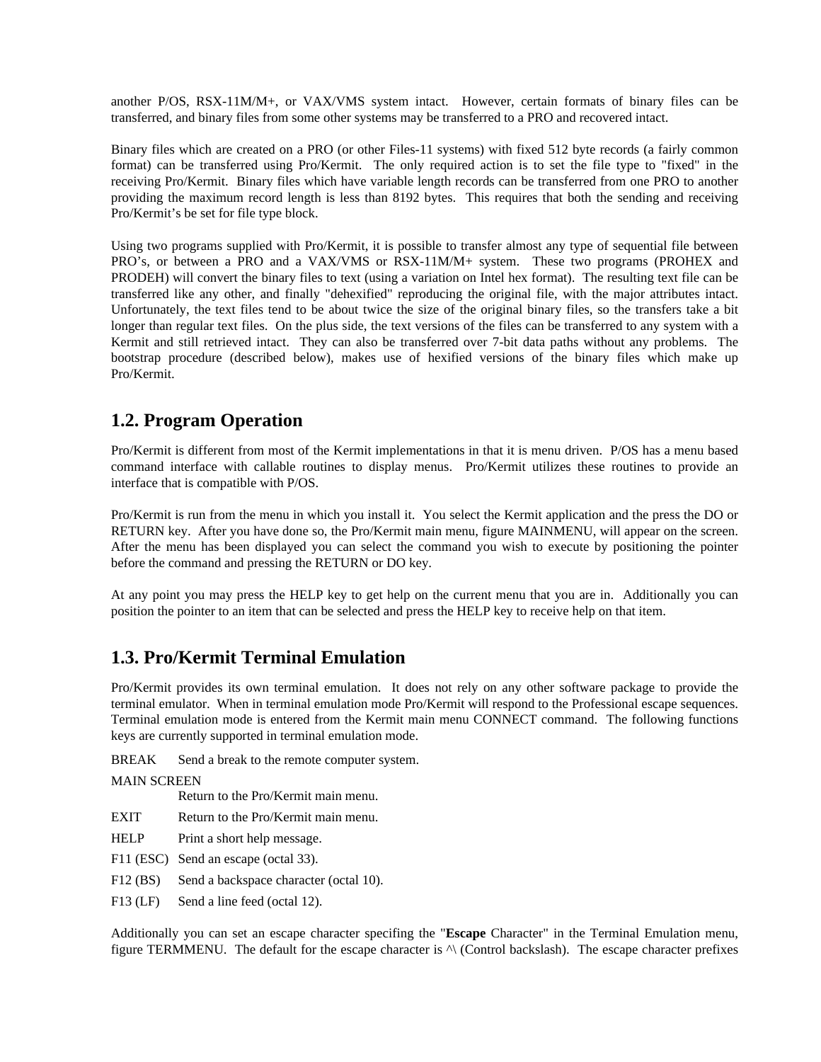another P/OS, RSX-11M/M+, or VAX/VMS system intact. However, certain formats of binary files can be transferred, and binary files from some other systems may be transferred to a PRO and recovered intact.

Binary files which are created on a PRO (or other Files-11 systems) with fixed 512 byte records (a fairly common format) can be transferred using Pro/Kermit. The only required action is to set the file type to "fixed" in the receiving Pro/Kermit. Binary files which have variable length records can be transferred from one PRO to another providing the maximum record length is less than 8192 bytes. This requires that both the sending and receiving Pro/Kermit's be set for file type block.

Using two programs supplied with Pro/Kermit, it is possible to transfer almost any type of sequential file between PRO's, or between a PRO and a VAX/VMS or RSX-11M/M+ system. These two programs (PROHEX and PRODEH) will convert the binary files to text (using a variation on Intel hex format). The resulting text file can be transferred like any other, and finally "dehexified" reproducing the original file, with the major attributes intact. Unfortunately, the text files tend to be about twice the size of the original binary files, so the transfers take a bit longer than regular text files. On the plus side, the text versions of the files can be transferred to any system with a Kermit and still retrieved intact. They can also be transferred over 7-bit data paths without any problems. The bootstrap procedure (described below), makes use of hexified versions of the binary files which make up Pro/Kermit.

## 1.2. Program Operation

Pro/Kermit is different from most of the Kermit implementations in that it is menu driven. P/OS has a menu based command interface with callable routines to display menus. Pro/Kermit utilizes these routines to provide an interface that is compatible with P/OS.

Pro/Kermit is run from the menu in which you install it. You select the Kermit application and the press the DO or RETURN key. After you have done so, the Pro/Kermit main menu, figure MAINMENU, will appear on the screen. After the menu has been displayed you can select the command you wish to execute by positioning the pointer before the command and pressing the RETURN or DO key.

At any point you may press the HELP key to get help on the current menu that you are in. Additionally you can position the pointer to an item that can be selected and press the HELP key to receive help on that item.

## 1.3. Pro/Kermit Terminal Emulation

Pro/Kermit provides its own terminal emulation. It does not rely on any other software package to provide the terminal emulator. When in terminal emulation mode Pro/Kermit will respond to the Professional escape sequences. Terminal emulation mode is entered from the Kermit main menu CONNECT command. The following functions keys are currently supported in terminal emulation mode.

BREAK    Send a break to the remote computer system.

MAIN SCREEN
    Return to the Pro/Kermit main menu.

EXIT    Return to the Pro/Kermit main menu.

HELP    Print a short help message.

F11 (ESC)    Send an escape (octal 33).

F12 (BS)    Send a backspace character (octal 10).

F13 (LF)    Send a line feed (octal 12).

Additionally you can set an escape character specifing the "**Escape** Character" in the Terminal Emulation menu, figure TERMMENU. The default for the escape character is ^\ (Control backslash). The escape character prefixes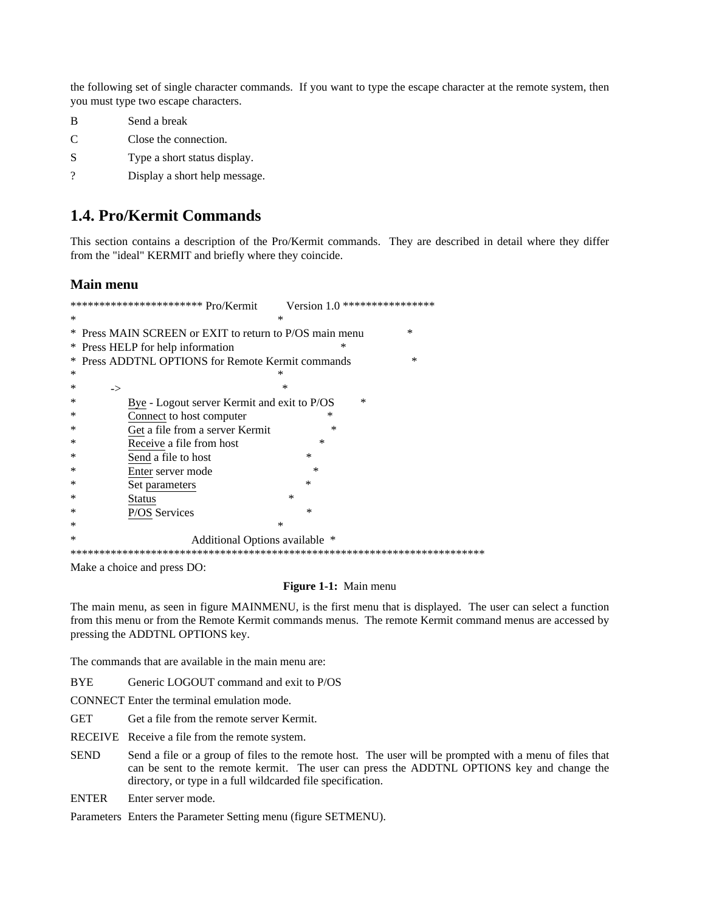the following set of single character commands. If you want to type the escape character at the remote system, then you must type two escape characters.

B Send a break

C Close the connection.

S Type a short status display.

? Display a short help message.

## 1.4. Pro/Kermit Commands

This section contains a description of the Pro/Kermit commands. They are described in detail where they differ from the "ideal" KERMIT and briefly where they coincide.

### Main menu

```
********************** Pro/Kermit     Version 1.0 ****************
*                                              *
*  Press MAIN SCREEN or EXIT to return to P/OS main menu        *
*  Press HELP for help information                *
*  Press ADDTNL OPTIONS for Remote Kermit commands          *
*                                              *
*      ->                                      *
*           Bye - Logout server Kermit and exit to P/OS    *
*           Connect to host computer                *
*           Get a file from a server Kermit          *
*           Receive a file from host              *
*           Send a file to host                  *
*           Enter server mode                   *
*           Set parameters                     *
*           Status                          *
*           P/OS Services                     *
*                                              *
*                   Additional Options available  *
***********************************************************************
Make a choice and press DO:
```

**Figure 1-1:** Main menu

The main menu, as seen in figure MAINMENU, is the first menu that is displayed. The user can select a function from this menu or from the Remote Kermit commands menus. The remote Kermit command menus are accessed by pressing the ADDTNL OPTIONS key.

The commands that are available in the main menu are:

BYE Generic LOGOUT command and exit to P/OS

CONNECT Enter the terminal emulation mode.

GET Get a file from the remote server Kermit.

RECEIVE Receive a file from the remote system.

SEND Send a file or a group of files to the remote host. The user will be prompted with a menu of files that can be sent to the remote kermit. The user can press the ADDTNL OPTIONS key and change the directory, or type in a full wildcarded file specification.

ENTER Enter server mode.

Parameters Enters the Parameter Setting menu (figure SETMENU).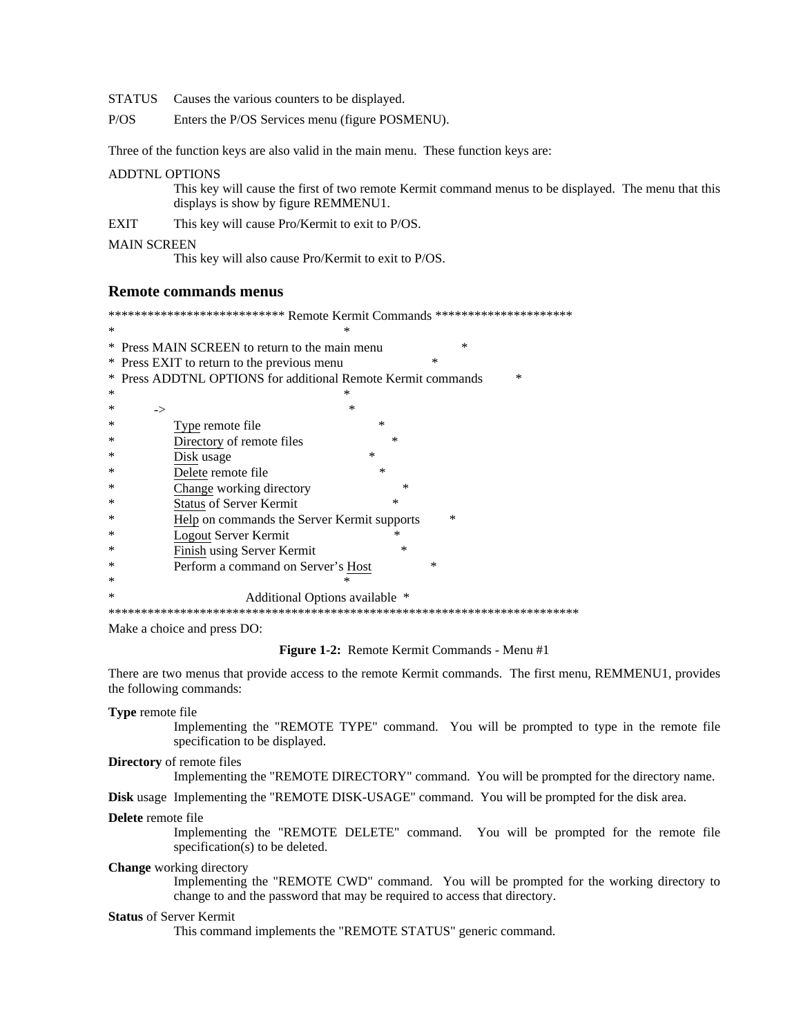STATUS Causes the various counters to be displayed.

P/OS Enters the P/OS Services menu (figure POSMENU).

Three of the function keys are also valid in the main menu. These function keys are:

ADDTNL OPTIONS
: This key will cause the first of two remote Kermit command menus to be displayed. The menu that this displays is show by figure REMMENU1.

EXIT This key will cause Pro/Kermit to exit to P/OS.

MAIN SCREEN
: This key will also cause Pro/Kermit to exit to P/OS.

### Remote commands menus

```
*************************** Remote Kermit Commands *********************
*                                       *
*  Press MAIN SCREEN to return to the main menu                    *
*  Press EXIT to return to the previous menu                *
*  Press ADDTNL OPTIONS for additional Remote Kermit commands          *
*                                       *
*       ->                               *
*            Type remote file                    *
*            Directory of remote files              *
*            Disk usage                          *
*            Delete remote file                  *
*            Change working directory               *
*            Status of Server Kermit                *
*            Help on commands the Server Kermit supports         *
*            Logout Server Kermit                  *
*            Finish using Server Kermit               *
*            Perform a command on Server's Host              *
*                                       *
*                      Additional Options available  *
*************************************************************************
Make a choice and press DO:
```

**Figure 1-2:** Remote Kermit Commands - Menu #1

There are two menus that provide access to the remote Kermit commands. The first menu, REMMENU1, provides the following commands:

**Type** remote file
: Implementing the "REMOTE TYPE" command. You will be prompted to type in the remote file specification to be displayed.

**Directory** of remote files
: Implementing the "REMOTE DIRECTORY" command. You will be prompted for the directory name.

**Disk** usage Implementing the "REMOTE DISK-USAGE" command. You will be prompted for the disk area.

**Delete** remote file
: Implementing the "REMOTE DELETE" command. You will be prompted for the remote file specification(s) to be deleted.

**Change** working directory
: Implementing the "REMOTE CWD" command. You will be prompted for the working directory to change to and the password that may be required to access that directory.

**Status** of Server Kermit
: This command implements the "REMOTE STATUS" generic command.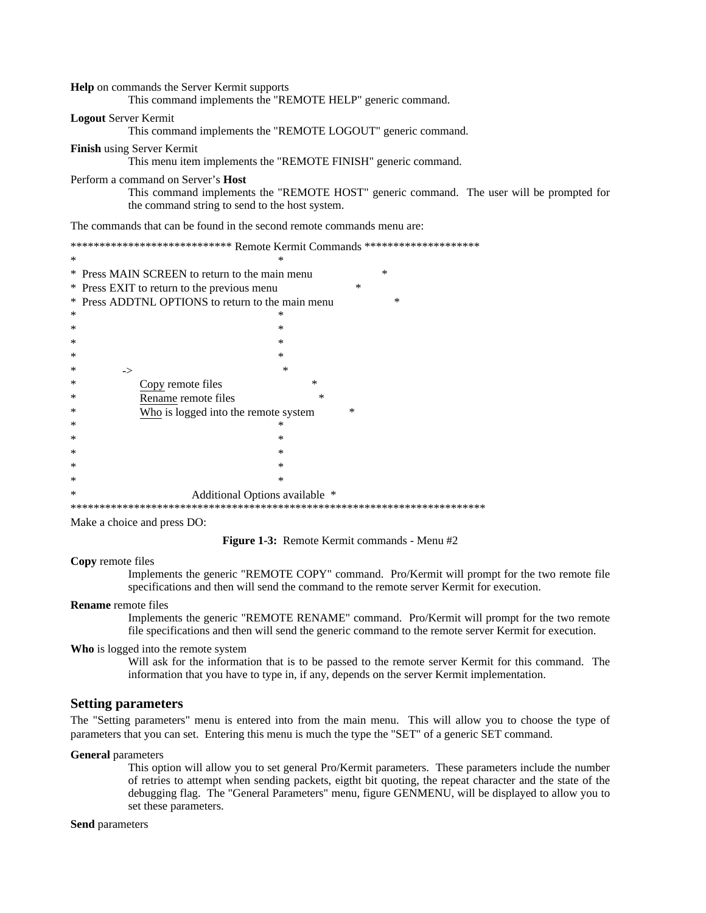**Help** on commands the Server Kermit supports

> This command implements the "REMOTE HELP" generic command.

**Logout** Server Kermit

> This command implements the "REMOTE LOGOUT" generic command.

**Finish** using Server Kermit

> This menu item implements the "REMOTE FINISH" generic command.

Perform a command on Server's **Host**

> This command implements the "REMOTE HOST" generic command. The user will be prompted for the command string to send to the host system.

The commands that can be found in the second remote commands menu are:

```
*************************** Remote Kermit Commands ********************
*                                                  *
*  Press MAIN SCREEN to return to the main menu                  *
*  Press EXIT to return to the previous menu                  *
*  Press ADDTNL OPTIONS to return to the main menu                  *
*                                                  *
*                                                  *
*                                                  *
*                                                  *
*          ->                                      *
*              Copy remote files                   *
*              Rename remote files                   *
*              Who is logged into the remote system           *
*                                                  *
*                                                  *
*                                                  *
*                                                  *
*                                                  *
*                          Additional Options available  *
************************************************************************
```

Make a choice and press DO:

**Figure 1-3:** Remote Kermit commands - Menu #2

**Copy** remote files

> Implements the generic "REMOTE COPY" command. Pro/Kermit will prompt for the two remote file specifications and then will send the command to the remote server Kermit for execution.

**Rename** remote files

> Implements the generic "REMOTE RENAME" command. Pro/Kermit will prompt for the two remote file specifications and then will send the generic command to the remote server Kermit for execution.

**Who** is logged into the remote system

> Will ask for the information that is to be passed to the remote server Kermit for this command. The information that you have to type in, if any, depends on the server Kermit implementation.

## Setting parameters

The "Setting parameters" menu is entered into from the main menu. This will allow you to choose the type of parameters that you can set. Entering this menu is much the type the "SET" of a generic SET command.

**General** parameters

> This option will allow you to set general Pro/Kermit parameters. These parameters include the number of retries to attempt when sending packets, eigtht bit quoting, the repeat character and the state of the debugging flag. The "General Parameters" menu, figure GENMENU, will be displayed to allow you to set these parameters.

**Send** parameters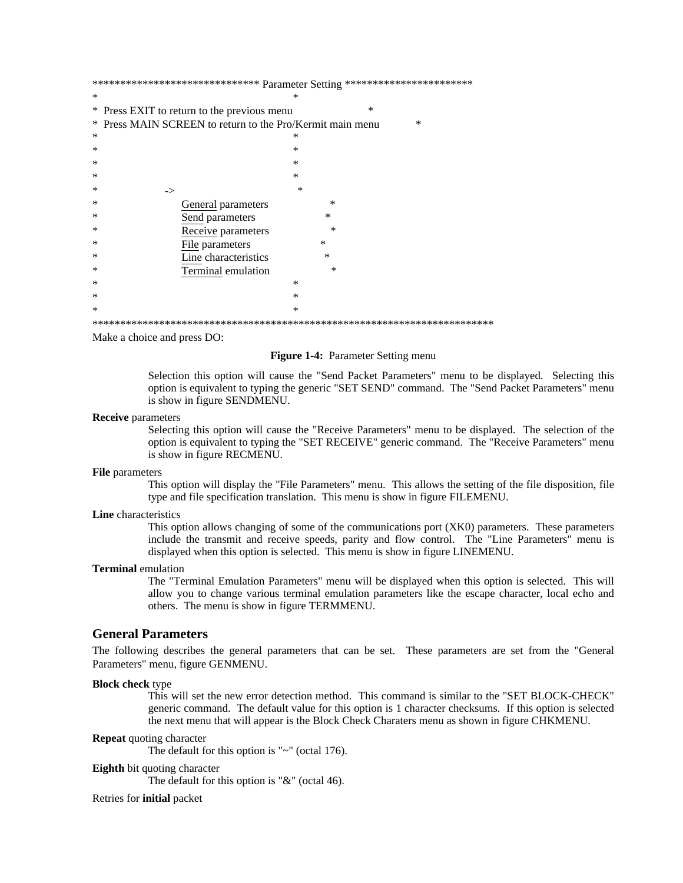```
****************************** Parameter Setting ***********************
*                                                  *
*  Press EXIT to return to the previous menu                         *
*  Press MAIN SCREEN to return to the Pro/Kermit main menu           *
*                                                  *
*                                                  *
*                                                  *
*                                                  *
*                  ->                              *
*                      General parameters                  *
*                      Send parameters                    *
*                      Receive parameters                  *
*                      File parameters                   *
*                      Line characteristics                *
*                      Terminal emulation                  *
*                                                  *
*                                                  *
*                                                  *
************************************************************************
Make a choice and press DO:
```

**Figure 1-4:** Parameter Setting menu

Selection this option will cause the "Send Packet Parameters" menu to be displayed. Selecting this option is equivalent to typing the generic "SET SEND" command. The "Send Packet Parameters" menu is show in figure SENDMENU.

**Receive** parameters
: Selecting this option will cause the "Receive Parameters" menu to be displayed. The selection of the option is equivalent to typing the "SET RECEIVE" generic command. The "Receive Parameters" menu is show in figure RECMENU.

**File** parameters
: This option will display the "File Parameters" menu. This allows the setting of the file disposition, file type and file specification translation. This menu is show in figure FILEMENU.

**Line** characteristics
: This option allows changing of some of the communications port (XK0) parameters. These parameters include the transmit and receive speeds, parity and flow control. The "Line Parameters" menu is displayed when this option is selected. This menu is show in figure LINEMENU.

**Terminal** emulation
: The "Terminal Emulation Parameters" menu will be displayed when this option is selected. This will allow you to change various terminal emulation parameters like the escape character, local echo and others. The menu is show in figure TERMMENU.

## General Parameters

The following describes the general parameters that can be set. These parameters are set from the "General Parameters" menu, figure GENMENU.

**Block check** type
: This will set the new error detection method. This command is similar to the "SET BLOCK-CHECK" generic command. The default value for this option is 1 character checksums. If this option is selected the next menu that will appear is the Block Check Charaters menu as shown in figure CHKMENU.

**Repeat** quoting character
: The default for this option is "~" (octal 176).

**Eighth** bit quoting character
: The default for this option is "&" (octal 46).

Retries for **initial** packet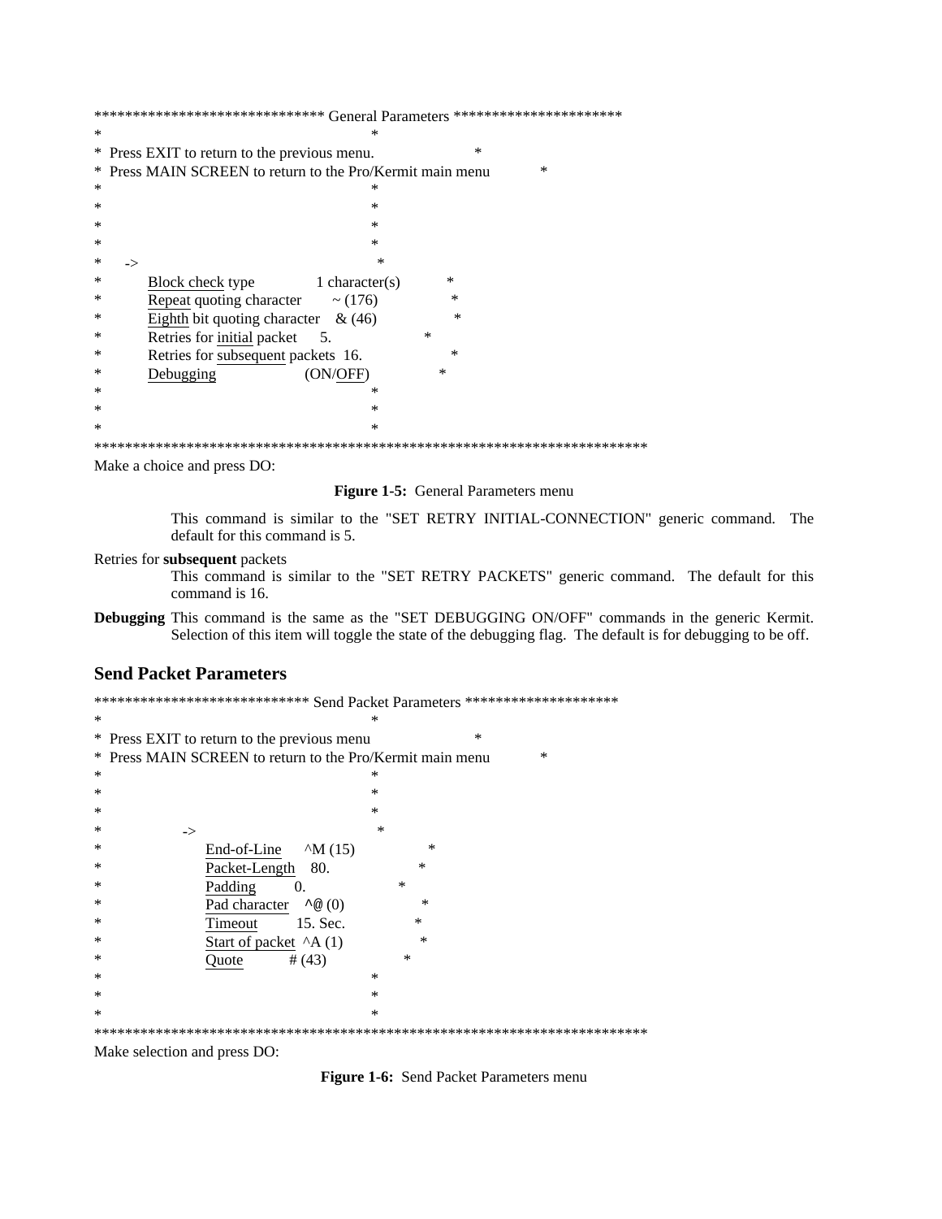```
****************************** General Parameters **********************
*                                            *
*  Press EXIT to return to the previous menu.                  *
*  Press MAIN SCREEN to return to the Pro/Kermit main menu           *
*                                            *
*                                            *
*                                            *
*                                            *
*     ->                                      *
*         Block check type             1 character(s)           *
*         Repeat quoting character       ~ (176)                *
*         Eighth bit quoting character    & (46)                 *
*         Retries for initial packet      5.                 *
*         Retries for subsequent packets  16.                   *
*         Debugging                  (ON/OFF)              *
*                                            *
*                                            *
*                                            *
************************************************************************
Make a choice and press DO:
```

**Figure 1-5:** General Parameters menu

This command is similar to the "SET RETRY INITIAL-CONNECTION" generic command. The default for this command is 5.

Retries for **subsequent** packets
: This command is similar to the "SET RETRY PACKETS" generic command. The default for this command is 16.

**Debugging** This command is the same as the "SET DEBUGGING ON/OFF" commands in the generic Kermit. Selection of this item will toggle the state of the debugging flag. The default is for debugging to be off.

## Send Packet Parameters

```
***************************** Send Packet Parameters ********************
*                                            *
*  Press EXIT to return to the previous menu                   *
*  Press MAIN SCREEN to return to the Pro/Kermit main menu           *
*                                            *
*                                            *
*                                            *
*                 ->                          *
*                     End-of-Line     ^M (15)              *
*                     Packet-Length   80.               *
*                     Padding         0.              *
*                     Pad character    ^@ (0)              *
*                     Timeout         15. Sec.             *
*                     Start of packet  ^A (1)              *
*                     Quote           # (43)            *
*                                            *
*                                            *
*                                            *
************************************************************************
Make selection and press DO:
```

**Figure 1-6:** Send Packet Parameters menu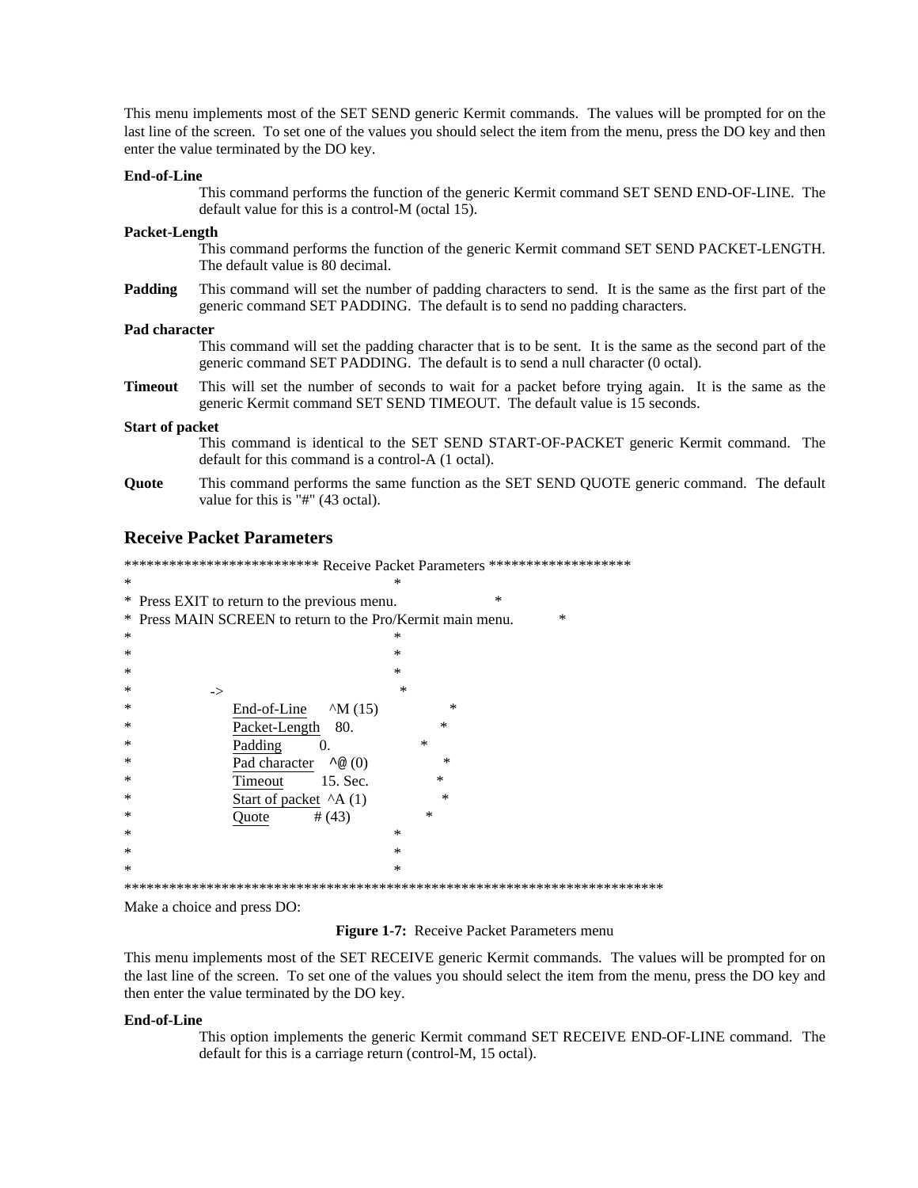This menu implements most of the SET SEND generic Kermit commands. The values will be prompted for on the last line of the screen. To set one of the values you should select the item from the menu, press the DO key and then enter the value terminated by the DO key.

**End-of-Line**
This command performs the function of the generic Kermit command SET SEND END-OF-LINE. The default value for this is a control-M (octal 15).

**Packet-Length**
This command performs the function of the generic Kermit command SET SEND PACKET-LENGTH. The default value is 80 decimal.

**Padding**
This command will set the number of padding characters to send. It is the same as the first part of the generic command SET PADDING. The default is to send no padding characters.

**Pad character**
This command will set the padding character that is to be sent. It is the same as the second part of the generic command SET PADDING. The default is to send a null character (0 octal).

**Timeout**
This will set the number of seconds to wait for a packet before trying again. It is the same as the generic Kermit command SET SEND TIMEOUT. The default value is 15 seconds.

**Start of packet**
This command is identical to the SET SEND START-OF-PACKET generic Kermit command. The default for this command is a control-A (1 octal).

**Quote**
This command performs the same function as the SET SEND QUOTE generic command. The default value for this is "#" (43 octal).

## Receive Packet Parameters

```
************************* Receive Packet Parameters *******************
*                                             *
*  Press EXIT to return to the previous menu.                    *
*  Press MAIN SCREEN to return to the Pro/Kermit main menu.           *
*                                             *
*                                             *
*                                             *
*               ->                             *
*                    End-of-Line      ^M (15)               *
*                    Packet-Length    80.                 *
*                    Padding          0.                 *
*                    Pad character    ^@ (0)               *
*                    Timeout          15. Sec.             *
*                    Start of packet  ^A (1)               *
*                    Quote            # (43)             *
*                                             *
*                                             *
*                                             *
************************************************************************
Make a choice and press DO:
```

**Figure 1-7:** Receive Packet Parameters menu

This menu implements most of the SET RECEIVE generic Kermit commands. The values will be prompted for on the last line of the screen. To set one of the values you should select the item from the menu, press the DO key and then enter the value terminated by the DO key.

**End-of-Line**
This option implements the generic Kermit command SET RECEIVE END-OF-LINE command. The default for this is a carriage return (control-M, 15 octal).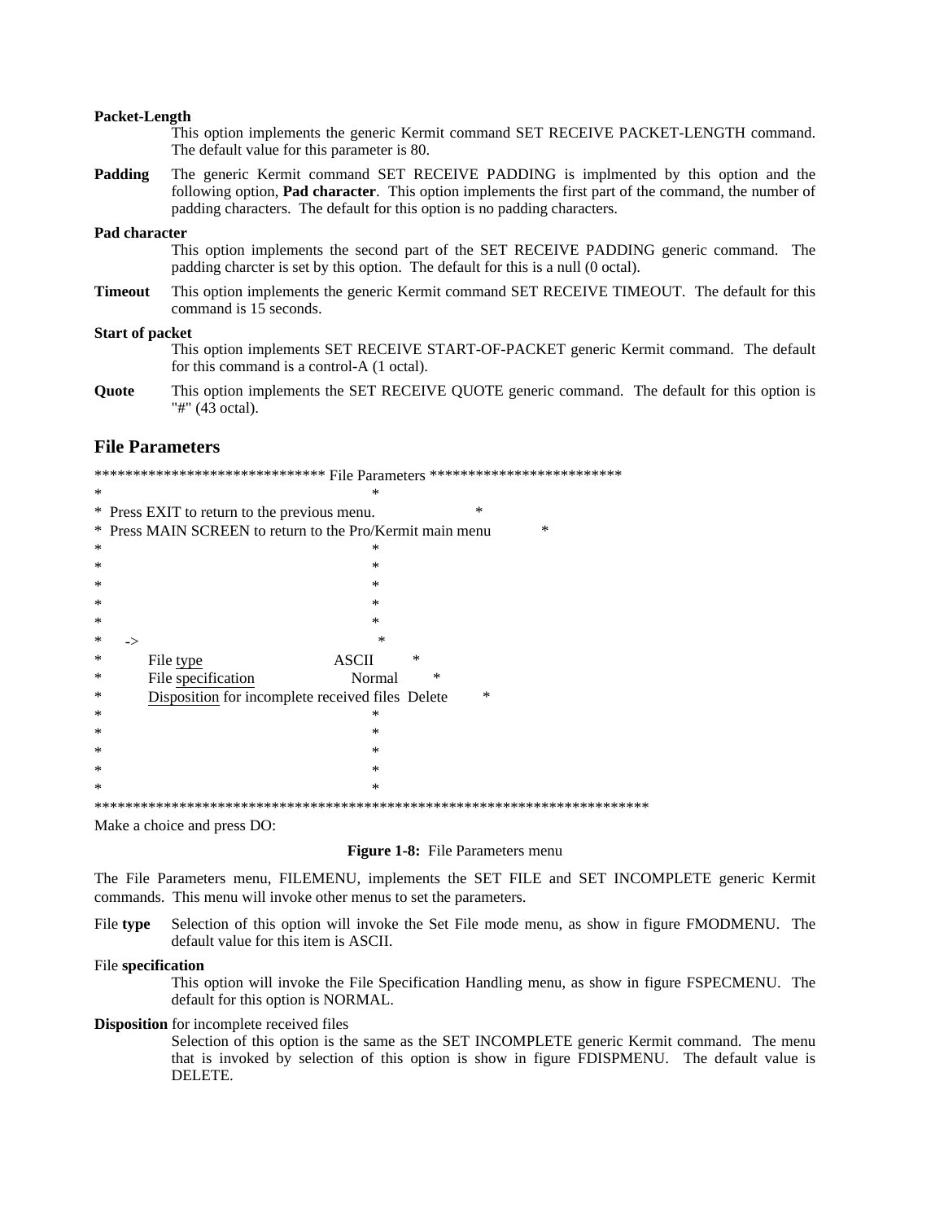**Packet-Length**
This option implements the generic Kermit command SET RECEIVE PACKET-LENGTH command. The default value for this parameter is 80.

**Padding** The generic Kermit command SET RECEIVE PADDING is implmented by this option and the following option, **Pad character**. This option implements the first part of the command, the number of padding characters. The default for this option is no padding characters.

**Pad character**
This option implements the second part of the SET RECEIVE PADDING generic command. The padding charcter is set by this option. The default for this is a null (0 octal).

**Timeout** This option implements the generic Kermit command SET RECEIVE TIMEOUT. The default for this command is 15 seconds.

**Start of packet**
This option implements SET RECEIVE START-OF-PACKET generic Kermit command. The default for this command is a control-A (1 octal).

**Quote** This option implements the SET RECEIVE QUOTE generic command. The default for this option is "#" (43 octal).

## File Parameters

```
****************************** File Parameters *************************
*                                        *
*  Press EXIT to return to the previous menu.                *
*  Press MAIN SCREEN to return to the Pro/Kermit main menu           *
*                                        *
*                                        *
*                                        *
*                                        *
*                                        *
*     ->                                  *
*         File type                 ASCII         *
*         File specification               Normal        *
*         Disposition for incomplete received files  Delete         *
*                                        *
*                                        *
*                                        *
*                                        *
*                                        *
************************************************************************
Make a choice and press DO:
```

**Figure 1-8:** File Parameters menu

The File Parameters menu, FILEMENU, implements the SET FILE and SET INCOMPLETE generic Kermit commands. This menu will invoke other menus to set the parameters.

File **type** Selection of this option will invoke the Set File mode menu, as show in figure FMODMENU. The default value for this item is ASCII.

File **specification**
This option will invoke the File Specification Handling menu, as show in figure FSPECMENU. The default for this option is NORMAL.

**Disposition** for incomplete received files
Selection of this option is the same as the SET INCOMPLETE generic Kermit command. The menu that is invoked by selection of this option is show in figure FDISPMENU. The default value is DELETE.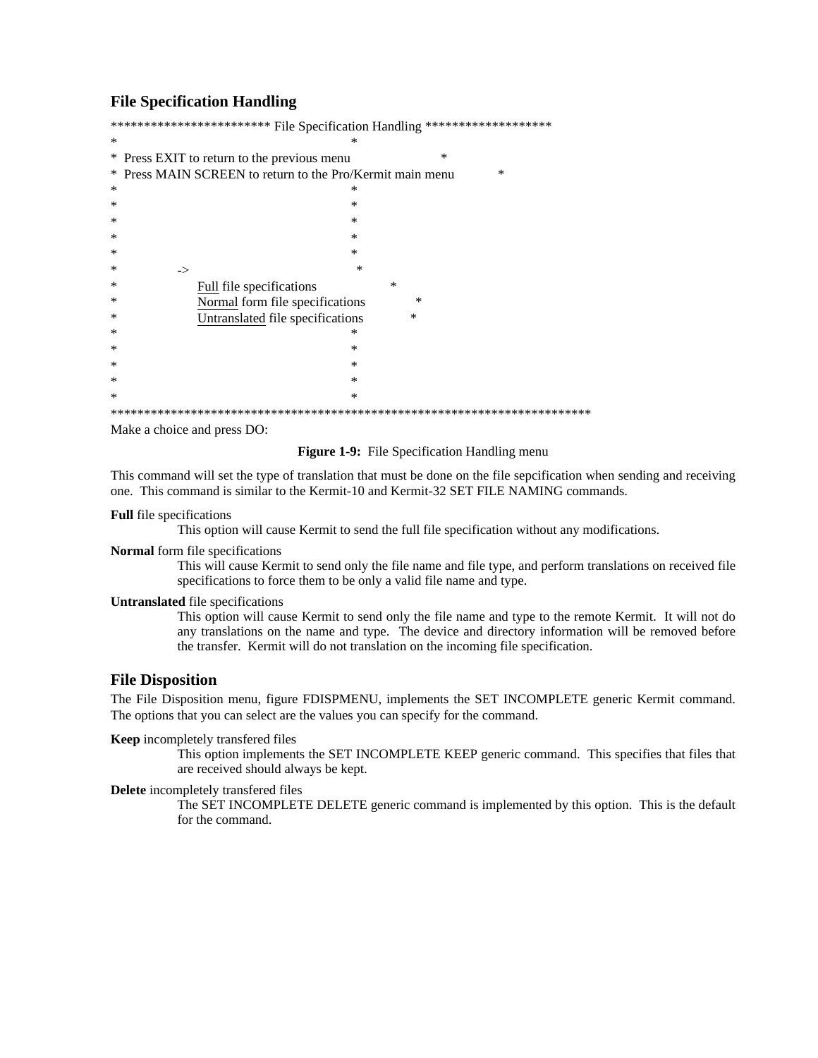## File Specification Handling

```
************************ File Specification Handling *******************
*                                        *
*  Press EXIT to return to the previous menu                    *
*  Press MAIN SCREEN to return to the Pro/Kermit main menu            *
*                                        *
*                                        *
*                                        *
*                                        *
*                                        *
*          ->                             *
*              Full file specifications                  *
*              Normal form file specifications              *
*              Untranslated file specifications             *
*                                        *
*                                        *
*                                        *
*                                        *
*                                        *
*************************************************************************
Make a choice and press DO:
```

**Figure 1-9:** File Specification Handling menu

This command will set the type of translation that must be done on the file sepcification when sending and receiving one. This command is similar to the Kermit-10 and Kermit-32 SET FILE NAMING commands.

**Full** file specifications
: This option will cause Kermit to send the full file specification without any modifications.

**Normal** form file specifications
: This will cause Kermit to send only the file name and file type, and perform translations on received file specifications to force them to be only a valid file name and type.

**Untranslated** file specifications
: This option will cause Kermit to send only the file name and type to the remote Kermit. It will not do any translations on the name and type. The device and directory information will be removed before the transfer. Kermit will do not translation on the incoming file specification.

## File Disposition

The File Disposition menu, figure FDISPMENU, implements the SET INCOMPLETE generic Kermit command. The options that you can select are the values you can specify for the command.

**Keep** incompletely transfered files
: This option implements the SET INCOMPLETE KEEP generic command. This specifies that files that are received should always be kept.

**Delete** incompletely transfered files
: The SET INCOMPLETE DELETE generic command is implemented by this option. This is the default for the command.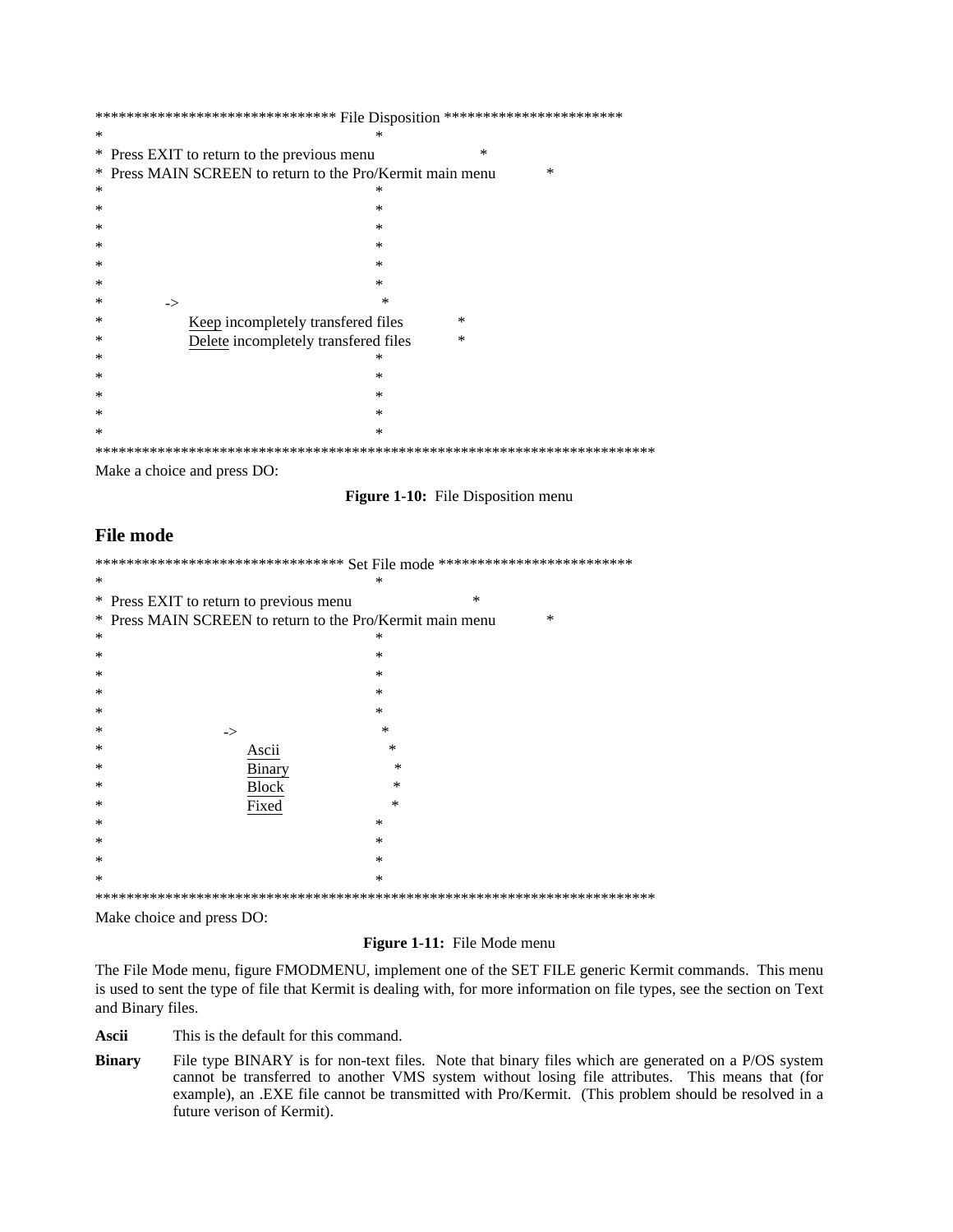```
******************************* File Disposition ***********************
*                                        *
*  Press EXIT to return to the previous menu                    *
*  Press MAIN SCREEN to return to the Pro/Kermit main menu           *
*                                        *
*                                        *
*                                        *
*                                        *
*                                        *
*                                        *
*          ->                             *
*              Keep incompletely transfered files           *
*              Delete incompletely transfered files         *
*                                        *
*                                        *
*                                        *
*                                        *
*                                        *
*************************************************************************
Make a choice and press DO:
```

**Figure 1-10:** File Disposition menu

## File mode

```
******************************** Set File mode *************************
*                                        *
*  Press EXIT to return to previous menu                      *
*  Press MAIN SCREEN to return to the Pro/Kermit main menu           *
*                                        *
*                                        *
*                                        *
*                                        *
*                                        *
*                   ->                    *
*                       Ascii              *
*                       Binary             *
*                       Block              *
*                       Fixed              *
*                                        *
*                                        *
*                                        *
*                                        *
*************************************************************************
Make choice and press DO:
```

**Figure 1-11:** File Mode menu

The File Mode menu, figure FMODMENU, implement one of the SET FILE generic Kermit commands. This menu is used to sent the type of file that Kermit is dealing with, for more information on file types, see the section on Text and Binary files.

**Ascii** This is the default for this command.

**Binary** File type BINARY is for non-text files. Note that binary files which are generated on a P/OS system cannot be transferred to another VMS system without losing file attributes. This means that (for example), an .EXE file cannot be transmitted with Pro/Kermit. (This problem should be resolved in a future verison of Kermit).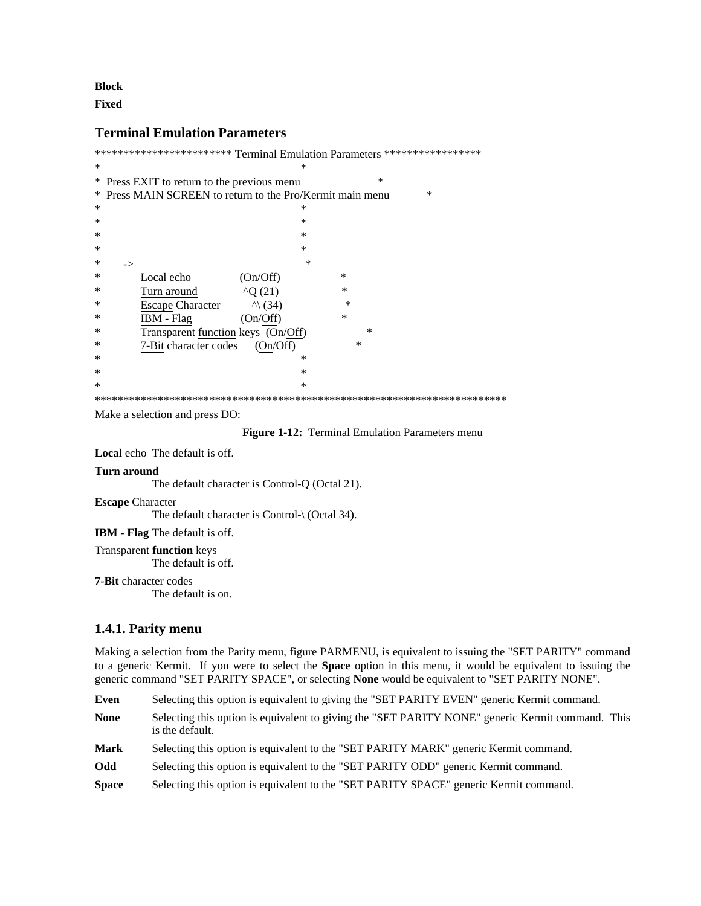**Block**

**Fixed**

## Terminal Emulation Parameters

```
************************ Terminal Emulation Parameters *****************
*                                                *
*  Press EXIT to return to the previous menu                    *
*  Press MAIN SCREEN to return to the Pro/Kermit main menu           *
*                                                *
*                                                *
*                                                *
*                                                *
*      ->                                         *
*          Local echo           (On/Off)            *
*          Turn around          ^Q (21)             *
*          Escape Character      ^\ (34)             *
*          IBM - Flag           (On/Off)            *
*          Transparent function keys  (On/Off)              *
*          7-Bit character codes     (On/Off)            *
*                                                *
*                                                *
*                                                *
************************************************************************
Make a selection and press DO:
```

**Figure 1-12:** Terminal Emulation Parameters menu

**Local** echo  The default is off.

**Turn around**
The default character is Control-Q (Octal 21).

**Escape** Character
The default character is Control-\ (Octal 34).

**IBM - Flag** The default is off.

Transparent **function** keys
The default is off.

**7-Bit** character codes
The default is on.

### 1.4.1. Parity menu

Making a selection from the Parity menu, figure PARMENU, is equivalent to issuing the "SET PARITY" command to a generic Kermit. If you were to select the **Space** option in this menu, it would be equivalent to issuing the generic command "SET PARITY SPACE", or selecting **None** would be equivalent to "SET PARITY NONE".

**Even** Selecting this option is equivalent to giving the "SET PARITY EVEN" generic Kermit command.

**None** Selecting this option is equivalent to giving the "SET PARITY NONE" generic Kermit command. This is the default.

**Mark** Selecting this option is equivalent to the "SET PARITY MARK" generic Kermit command.

**Odd** Selecting this option is equivalent to the "SET PARITY ODD" generic Kermit command.

**Space** Selecting this option is equivalent to the "SET PARITY SPACE" generic Kermit command.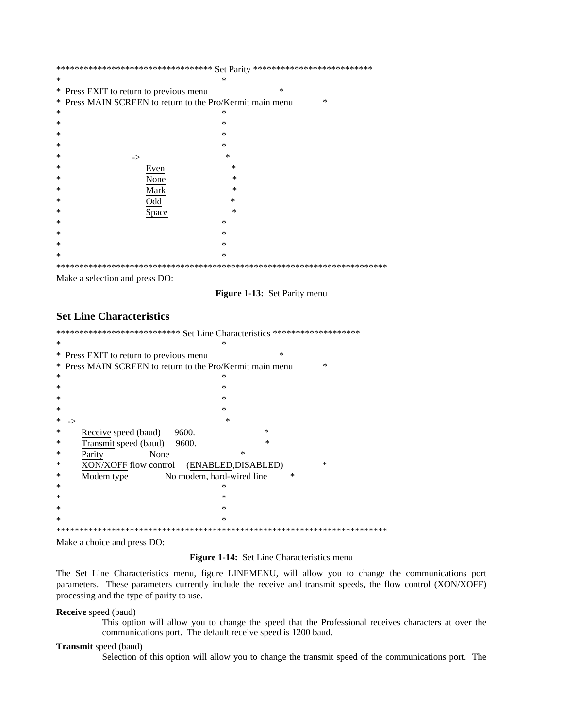```
********************************* Set Parity *************************
*                                          *
*  Press EXIT to return to previous menu                        *
*  Press MAIN SCREEN to return to the Pro/Kermit main menu            *
*                                          *
*                                          *
*                                          *
*                                          *
*                    ->                     *
*                        Even                 *
*                        None                 *
*                        Mark                 *
*                        Odd                  *
*                        Space                *
*                                          *
*                                          *
*                                          *
*                                          *
*************************************************************************
Make a selection and press DO:
```

**Figure 1-13:** Set Parity menu

## Set Line Characteristics

```
************************** Set Line Characteristics *******************
*                                          *
*  Press EXIT to return to previous menu                        *
*  Press MAIN SCREEN to return to the Pro/Kermit main menu            *
*                                          *
*                                          *
*                                          *
*                                          *
*  ->                                       *
*       Receive speed (baud)      9600.                 *
*       Transmit speed (baud)     9600.                 *
*       Parity             None                 *
*       XON/XOFF flow control     (ENABLED,DISABLED)            *
*       Modem type             No modem, hard-wired line        *
*                                          *
*                                          *
*                                          *
*                                          *
*************************************************************************
Make a choice and press DO:
```

**Figure 1-14:** Set Line Characteristics menu

The Set Line Characteristics menu, figure LINEMENU, will allow you to change the communications port parameters. These parameters currently include the receive and transmit speeds, the flow control (XON/XOFF) processing and the type of parity to use.

**Receive** speed (baud)
: This option will allow you to change the speed that the Professional receives characters at over the communications port. The default receive speed is 1200 baud.

**Transmit** speed (baud)
: Selection of this option will allow you to change the transmit speed of the communications port. The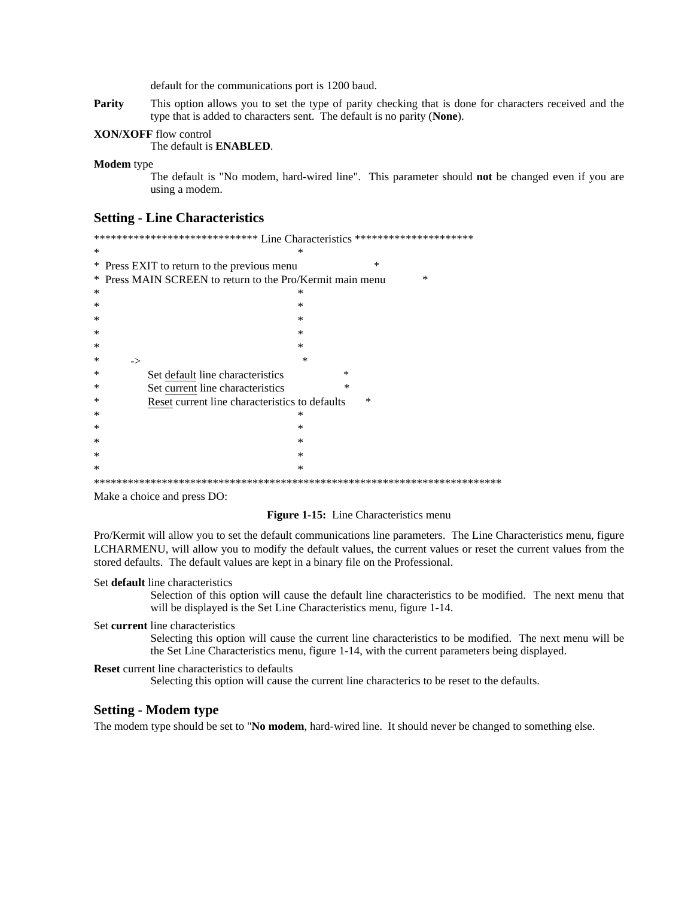default for the communications port is 1200 baud.

**Parity** This option allows you to set the type of parity checking that is done for characters received and the type that is added to characters sent. The default is no parity (**None**).

**XON/XOFF** flow control
The default is **ENABLED**.

**Modem** type
The default is "No modem, hard-wired line". This parameter should **not** be changed even if you are using a modem.

## Setting - Line Characteristics

```
***************************** Line Characteristics *********************
*                                                                       *
*  Press EXIT to return to the previous menu                            *
*  Press MAIN SCREEN to return to the Pro/Kermit main menu              *
*                                                                       *
*                                                                       *
*                                                                       *
*                                                                       *
*                                                                       *
*     ->                                                                *
*          Set default line characteristics                             *
*          Set current line characteristics                             *
*          Reset current line characteristics to defaults               *
*                                                                       *
*                                                                       *
*                                                                       *
*                                                                       *
*                                                                       *
*************************************************************************
Make a choice and press DO:
```

**Figure 1-15:** Line Characteristics menu

Pro/Kermit will allow you to set the default communications line parameters. The Line Characteristics menu, figure LCHARMENU, will allow you to modify the default values, the current values or reset the current values from the stored defaults. The default values are kept in a binary file on the Professional.

Set **default** line characteristics
Selection of this option will cause the default line characteristics to be modified. The next menu that will be displayed is the Set Line Characteristics menu, figure 1-14.

Set **current** line characteristics
Selecting this option will cause the current line characteristics to be modified. The next menu will be the Set Line Characteristics menu, figure 1-14, with the current parameters being displayed.

**Reset** current line characteristics to defaults
Selecting this option will cause the current line characterics to be reset to the defaults.

## Setting - Modem type

The modem type should be set to "**No modem**, hard-wired line. It should never be changed to something else.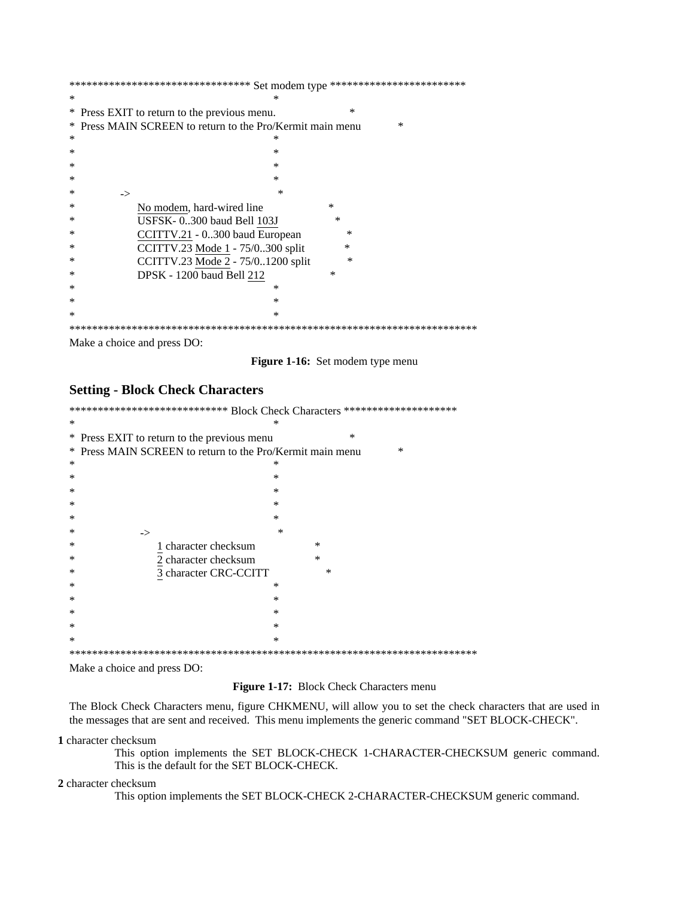```
******************************* Set modem type ***********************
*                                        *
*  Press EXIT to return to the previous menu.                  *
*  Press MAIN SCREEN to return to the Pro/Kermit main menu          *
*                                        *
*                                        *
*                                        *
*                                        *
*            ->                          *
*                No modem, hard-wired line                *
*                USFSK- 0..300 baud Bell 103J              *
*                CCITTV.21 - 0..300 baud European            *
*                CCITTV.23 Mode 1 - 75/0..300 split           *
*                CCITTV.23 Mode 2 - 75/0..1200 split          *
*                DPSK - 1200 baud Bell 212                 *
*                                        *
*                                        *
*                                        *
************************************************************************
Make a choice and press DO:
```

**Figure 1-16:** Set modem type menu

## Setting - Block Check Characters

```
*************************** Block Check Characters *******************
*                                        *
*  Press EXIT to return to the previous menu                   *
*  Press MAIN SCREEN to return to the Pro/Kermit main menu          *
*                                        *
*                                        *
*                                        *
*                                        *
*                                        *
*                  ->                    *
*                     1 character checksum            *
*                     2 character checksum            *
*                     3 character CRC-CCITT             *
*                                        *
*                                        *
*                                        *
*                                        *
*                                        *
************************************************************************
Make a choice and press DO:
```

**Figure 1-17:** Block Check Characters menu

The Block Check Characters menu, figure CHKMENU, will allow you to set the check characters that are used in the messages that are sent and received. This menu implements the generic command "SET BLOCK-CHECK".

**1** character checksum
: This option implements the SET BLOCK-CHECK 1-CHARACTER-CHECKSUM generic command. This is the default for the SET BLOCK-CHECK.

**2** character checksum
: This option implements the SET BLOCK-CHECK 2-CHARACTER-CHECKSUM generic command.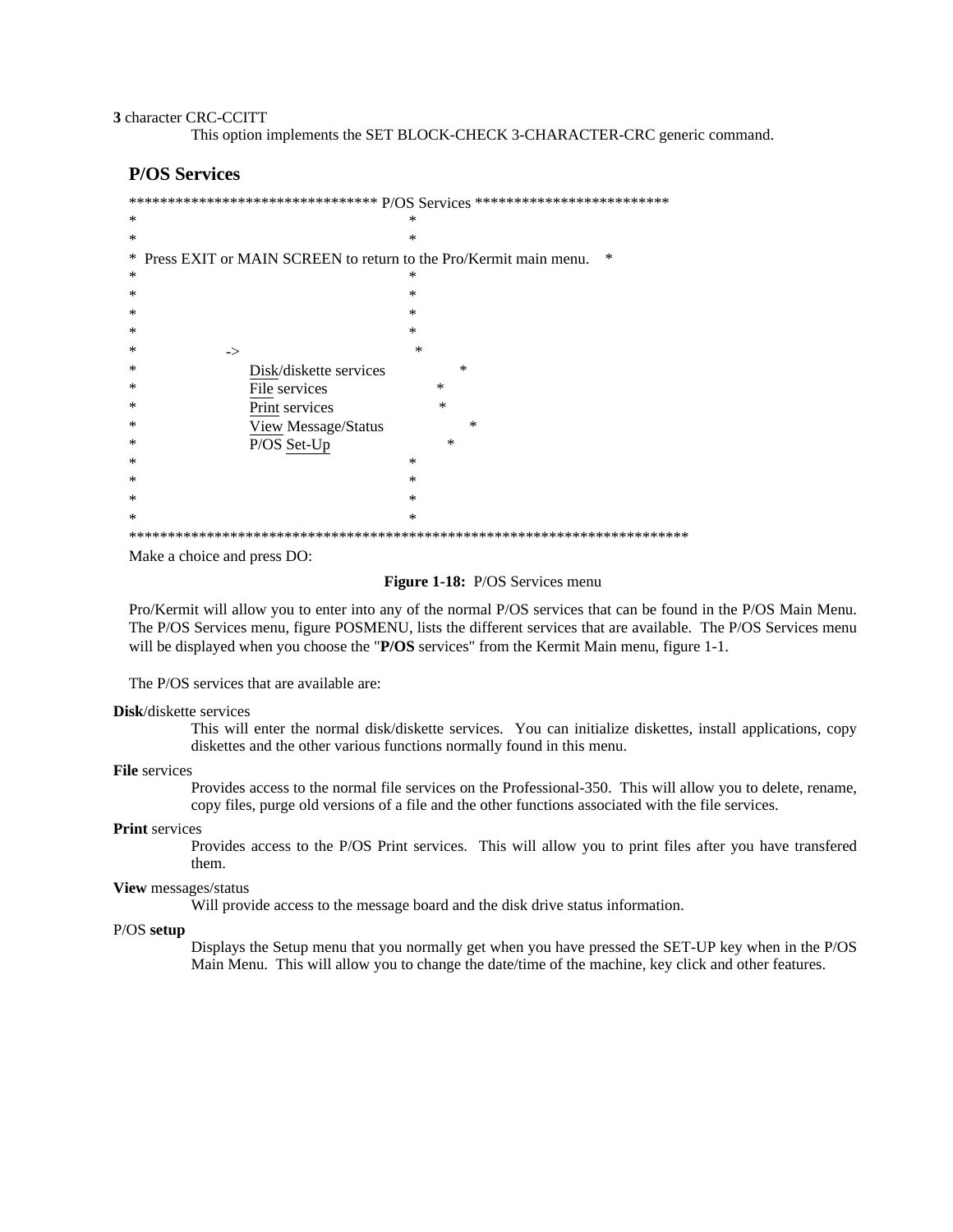**3** character CRC-CCITT
: This option implements the SET BLOCK-CHECK 3-CHARACTER-CRC generic command.

## P/OS Services

```
******************************** P/OS Services *************************
*                                                                      *
*                                                                      *
*  Press EXIT or MAIN SCREEN to return to the Pro/Kermit main menu.    *
*                                                                      *
*                                                                      *
*                                                                      *
*                                                                      *
*             ->                                                       *
*                Disk/diskette services                                *
*                File services                                         *
*                Print services                                        *
*                View Message/Status                                   *
*                P/OS Set-Up                                           *
*                                                                      *
*                                                                      *
*                                                                      *
*                                                                      *
************************************************************************
Make a choice and press DO:
```

**Figure 1-18:** P/OS Services menu

Pro/Kermit will allow you to enter into any of the normal P/OS services that can be found in the P/OS Main Menu. The P/OS Services menu, figure POSMENU, lists the different services that are available. The P/OS Services menu will be displayed when you choose the "**P/OS** services" from the Kermit Main menu, figure 1-1.

The P/OS services that are available are:

**Disk**/diskette services
: This will enter the normal disk/diskette services. You can initialize diskettes, install applications, copy diskettes and the other various functions normally found in this menu.

**File** services
: Provides access to the normal file services on the Professional-350. This will allow you to delete, rename, copy files, purge old versions of a file and the other functions associated with the file services.

**Print** services
: Provides access to the P/OS Print services. This will allow you to print files after you have transfered them.

**View** messages/status
: Will provide access to the message board and the disk drive status information.

P/OS **setup**
: Displays the Setup menu that you normally get when you have pressed the SET-UP key when in the P/OS Main Menu. This will allow you to change the date/time of the machine, key click and other features.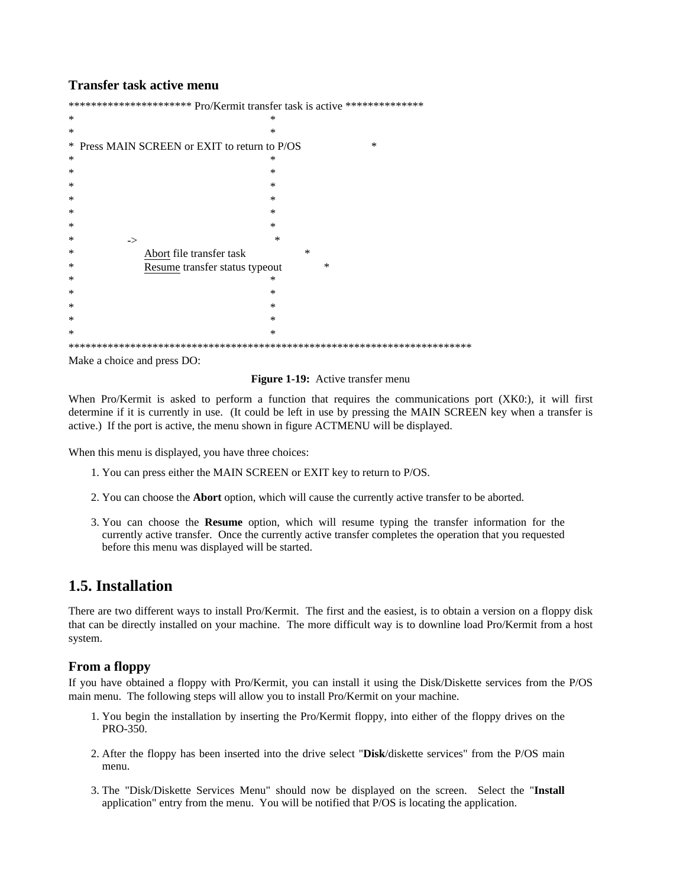### Transfer task active menu

```
********************** Pro/Kermit transfer task is active **************
*                                                  *
*                                                  *
*  Press MAIN SCREEN or EXIT to return to P/OS                    *
*                                                  *
*                                                  *
*                                                  *
*                                                  *
*                                                  *
*                                                  *
*              ->                                   *
*                   Abort file transfer task                 *
*                   Resume transfer status typeout            *
*                                                  *
*                                                  *
*                                                  *
*                                                  *
*                                                  *
************************************************************************
Make a choice and press DO:
```

**Figure 1-19:** Active transfer menu

When Pro/Kermit is asked to perform a function that requires the communications port (XK0:), it will first determine if it is currently in use. (It could be left in use by pressing the MAIN SCREEN key when a transfer is active.) If the port is active, the menu shown in figure ACTMENU will be displayed.

When this menu is displayed, you have three choices:

1. You can press either the MAIN SCREEN or EXIT key to return to P/OS.
2. You can choose the **Abort** option, which will cause the currently active transfer to be aborted.
3. You can choose the **Resume** option, which will resume typing the transfer information for the currently active transfer. Once the currently active transfer completes the operation that you requested before this menu was displayed will be started.

## 1.5. Installation

There are two different ways to install Pro/Kermit. The first and the easiest, is to obtain a version on a floppy disk that can be directly installed on your machine. The more difficult way is to downline load Pro/Kermit from a host system.

### From a floppy

If you have obtained a floppy with Pro/Kermit, you can install it using the Disk/Diskette services from the P/OS main menu. The following steps will allow you to install Pro/Kermit on your machine.

1. You begin the installation by inserting the Pro/Kermit floppy, into either of the floppy drives on the PRO-350.
2. After the floppy has been inserted into the drive select "**Disk**/diskette services" from the P/OS main menu.
3. The "Disk/Diskette Services Menu" should now be displayed on the screen. Select the "**Install** application" entry from the menu. You will be notified that P/OS is locating the application.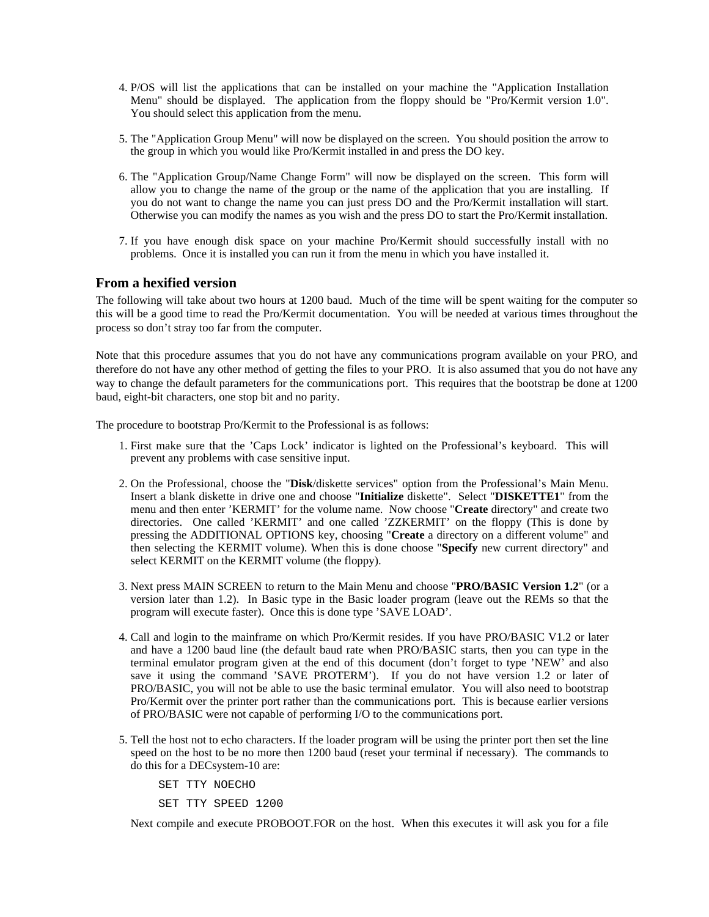4. P/OS will list the applications that can be installed on your machine the "Application Installation Menu" should be displayed. The application from the floppy should be "Pro/Kermit version 1.0". You should select this application from the menu.

5. The "Application Group Menu" will now be displayed on the screen. You should position the arrow to the group in which you would like Pro/Kermit installed in and press the DO key.

6. The "Application Group/Name Change Form" will now be displayed on the screen. This form will allow you to change the name of the group or the name of the application that you are installing. If you do not want to change the name you can just press DO and the Pro/Kermit installation will start. Otherwise you can modify the names as you wish and the press DO to start the Pro/Kermit installation.

7. If you have enough disk space on your machine Pro/Kermit should successfully install with no problems. Once it is installed you can run it from the menu in which you have installed it.

### From a hexified version

The following will take about two hours at 1200 baud. Much of the time will be spent waiting for the computer so this will be a good time to read the Pro/Kermit documentation. You will be needed at various times throughout the process so don't stray too far from the computer.

Note that this procedure assumes that you do not have any communications program available on your PRO, and therefore do not have any other method of getting the files to your PRO. It is also assumed that you do not have any way to change the default parameters for the communications port. This requires that the bootstrap be done at 1200 baud, eight-bit characters, one stop bit and no parity.

The procedure to bootstrap Pro/Kermit to the Professional is as follows:

1. First make sure that the 'Caps Lock' indicator is lighted on the Professional's keyboard. This will prevent any problems with case sensitive input.

2. On the Professional, choose the "**Disk**/diskette services" option from the Professional's Main Menu. Insert a blank diskette in drive one and choose "**Initialize** diskette". Select "**DISKETTE1**" from the menu and then enter 'KERMIT' for the volume name. Now choose "**Create** directory" and create two directories. One called 'KERMIT' and one called 'ZZKERMIT' on the floppy (This is done by pressing the ADDITIONAL OPTIONS key, choosing "**Create** a directory on a different volume" and then selecting the KERMIT volume). When this is done choose "**Specify** new current directory" and select KERMIT on the KERMIT volume (the floppy).

3. Next press MAIN SCREEN to return to the Main Menu and choose "**PRO/BASIC Version 1.2**" (or a version later than 1.2). In Basic type in the Basic loader program (leave out the REMs so that the program will execute faster). Once this is done type 'SAVE LOAD'.

4. Call and login to the mainframe on which Pro/Kermit resides. If you have PRO/BASIC V1.2 or later and have a 1200 baud line (the default baud rate when PRO/BASIC starts, then you can type in the terminal emulator program given at the end of this document (don't forget to type 'NEW' and also save it using the command 'SAVE PROTERM'). If you do not have version 1.2 or later of PRO/BASIC, you will not be able to use the basic terminal emulator. You will also need to bootstrap Pro/Kermit over the printer port rather than the communications port. This is because earlier versions of PRO/BASIC were not capable of performing I/O to the communications port.

5. Tell the host not to echo characters. If the loader program will be using the printer port then set the line speed on the host to be no more then 1200 baud (reset your terminal if necessary). The commands to do this for a DECsystem-10 are:

```
SET TTY NOECHO
SET TTY SPEED 1200
```

   Next compile and execute PROBOOT.FOR on the host. When this executes it will ask you for a file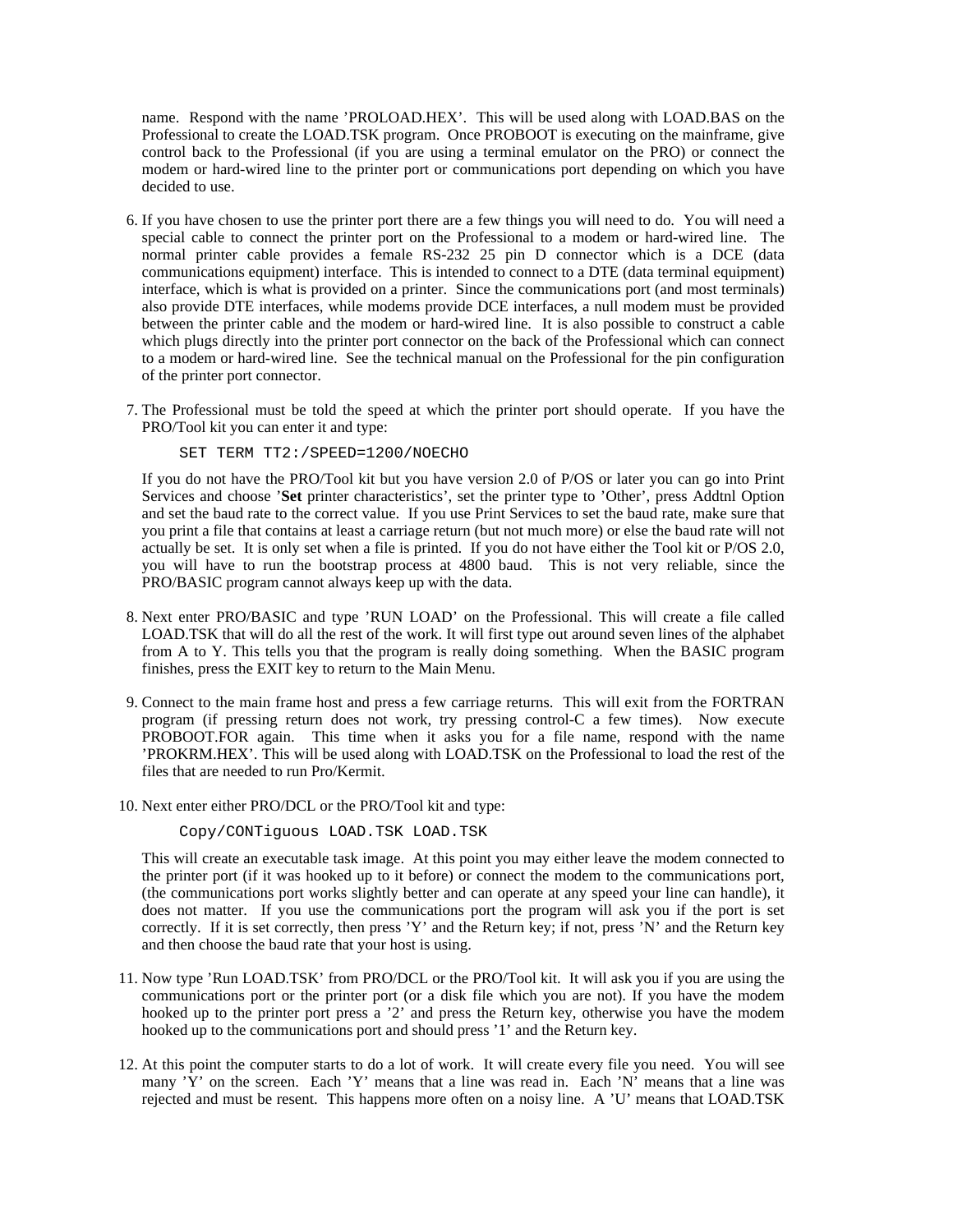name. Respond with the name 'PROLOAD.HEX'. This will be used along with LOAD.BAS on the Professional to create the LOAD.TSK program. Once PROBOOT is executing on the mainframe, give control back to the Professional (if you are using a terminal emulator on the PRO) or connect the modem or hard-wired line to the printer port or communications port depending on which you have decided to use.

6. If you have chosen to use the printer port there are a few things you will need to do. You will need a special cable to connect the printer port on the Professional to a modem or hard-wired line. The normal printer cable provides a female RS-232 25 pin D connector which is a DCE (data communications equipment) interface. This is intended to connect to a DTE (data terminal equipment) interface, which is what is provided on a printer. Since the communications port (and most terminals) also provide DTE interfaces, while modems provide DCE interfaces, a null modem must be provided between the printer cable and the modem or hard-wired line. It is also possible to construct a cable which plugs directly into the printer port connector on the back of the Professional which can connect to a modem or hard-wired line. See the technical manual on the Professional for the pin configuration of the printer port connector.

7. The Professional must be told the speed at which the printer port should operate. If you have the PRO/Tool kit you can enter it and type:

   ```
   SET TERM TT2:/SPEED=1200/NOECHO
   ```

   If you do not have the PRO/Tool kit but you have version 2.0 of P/OS or later you can go into Print Services and choose '**Set** printer characteristics', set the printer type to 'Other', press Addtnl Option and set the baud rate to the correct value. If you use Print Services to set the baud rate, make sure that you print a file that contains at least a carriage return (but not much more) or else the baud rate will not actually be set. It is only set when a file is printed. If you do not have either the Tool kit or P/OS 2.0, you will have to run the bootstrap process at 4800 baud. This is not very reliable, since the PRO/BASIC program cannot always keep up with the data.

8. Next enter PRO/BASIC and type 'RUN LOAD' on the Professional. This will create a file called LOAD.TSK that will do all the rest of the work. It will first type out around seven lines of the alphabet from A to Y. This tells you that the program is really doing something. When the BASIC program finishes, press the EXIT key to return to the Main Menu.

9. Connect to the main frame host and press a few carriage returns. This will exit from the FORTRAN program (if pressing return does not work, try pressing control-C a few times). Now execute PROBOOT.FOR again. This time when it asks you for a file name, respond with the name 'PROKRM.HEX'. This will be used along with LOAD.TSK on the Professional to load the rest of the files that are needed to run Pro/Kermit.

10. Next enter either PRO/DCL or the PRO/Tool kit and type:

    ```
    Copy/CONTiguous LOAD.TSK LOAD.TSK
    ```

    This will create an executable task image. At this point you may either leave the modem connected to the printer port (if it was hooked up to it before) or connect the modem to the communications port, (the communications port works slightly better and can operate at any speed your line can handle), it does not matter. If you use the communications port the program will ask you if the port is set correctly. If it is set correctly, then press 'Y' and the Return key; if not, press 'N' and the Return key and then choose the baud rate that your host is using.

11. Now type 'Run LOAD.TSK' from PRO/DCL or the PRO/Tool kit. It will ask you if you are using the communications port or the printer port (or a disk file which you are not). If you have the modem hooked up to the printer port press a '2' and press the Return key, otherwise you have the modem hooked up to the communications port and should press '1' and the Return key.

12. At this point the computer starts to do a lot of work. It will create every file you need. You will see many 'Y' on the screen. Each 'Y' means that a line was read in. Each 'N' means that a line was rejected and must be resent. This happens more often on a noisy line. A 'U' means that LOAD.TSK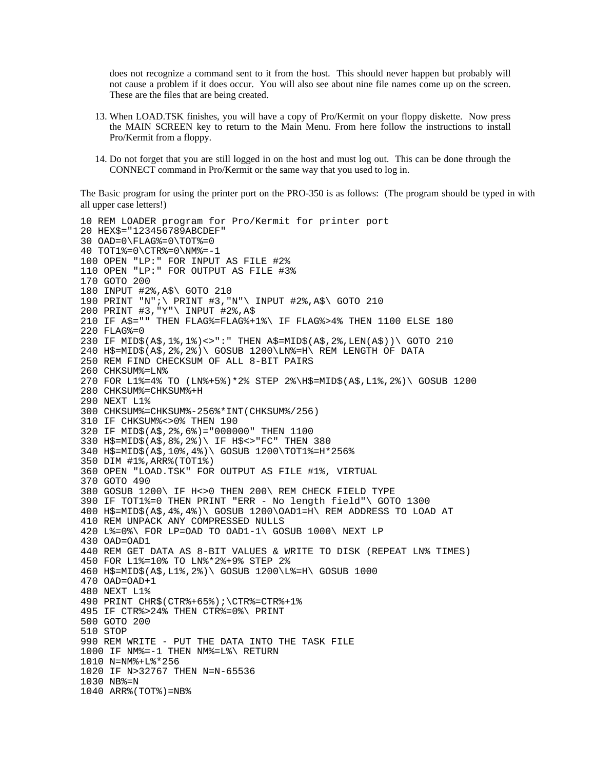does not recognize a command sent to it from the host. This should never happen but probably will not cause a problem if it does occur. You will also see about nine file names come up on the screen. These are the files that are being created.

13. When LOAD.TSK finishes, you will have a copy of Pro/Kermit on your floppy diskette. Now press the MAIN SCREEN key to return to the Main Menu. From here follow the instructions to install Pro/Kermit from a floppy.

14. Do not forget that you are still logged in on the host and must log out. This can be done through the CONNECT command in Pro/Kermit or the same way that you used to log in.

The Basic program for using the printer port on the PRO-350 is as follows: (The program should be typed in with all upper case letters!)

```
10 REM LOADER program for Pro/Kermit for printer port
20 HEX$="123456789ABCDEF"
30 OAD=0\FLAG%=0\TOT%=0
40 TOT1%=0\CTR%=0\NM%=-1
100 OPEN "LP:" FOR INPUT AS FILE #2%
110 OPEN "LP:" FOR OUTPUT AS FILE #3%
170 GOTO 200
180 INPUT #2%,A$\ GOTO 210
190 PRINT "N";\ PRINT #3,"N"\ INPUT #2%,A$\ GOTO 210
200 PRINT #3,"Y"\ INPUT #2%,A$
210 IF A$="" THEN FLAG%=FLAG%+1%\ IF FLAG%>4% THEN 1100 ELSE 180
220 FLAG%=0
230 IF MID$(A$,1%,1%)<>":" THEN A$=MID$(A$,2%,LEN(A$))\ GOTO 210
240 H$=MID$(A$,2%,2%)\ GOSUB 1200\LN%=H\ REM LENGTH OF DATA
250 REM FIND CHECKSUM OF ALL 8-BIT PAIRS
260 CHKSUM%=LN%
270 FOR L1%=4% TO (LN%+5%)*2% STEP 2%\H$=MID$(A$,L1%,2%)\ GOSUB 1200
280 CHKSUM%=CHKSUM%+H
290 NEXT L1%
300 CHKSUM%=CHKSUM%-256%*INT(CHKSUM%/256)
310 IF CHKSUM%<>0% THEN 190
320 IF MID$(A$,2%,6%)="000000" THEN 1100
330 H$=MID$(A$,8%,2%)\ IF H$<>"FC" THEN 380
340 H$=MID$(A$,10%,4%)\ GOSUB 1200\TOT1%=H*256%
350 DIM #1%,ARR%(TOT1%)
360 OPEN "LOAD.TSK" FOR OUTPUT AS FILE #1%, VIRTUAL
370 GOTO 490
380 GOSUB 1200\ IF H<>0 THEN 200\ REM CHECK FIELD TYPE
390 IF TOT1%=0 THEN PRINT "ERR - No length field"\ GOTO 1300
400 H$=MID$(A$,4%,4%)\ GOSUB 1200\OAD1=H\ REM ADDRESS TO LOAD AT
410 REM UNPACK ANY COMPRESSED NULLS
420 L%=0%\ FOR LP=OAD TO OAD1-1\ GOSUB 1000\ NEXT LP
430 OAD=OAD1
440 REM GET DATA AS 8-BIT VALUES & WRITE TO DISK (REPEAT LN% TIMES)
450 FOR L1%=10% TO LN%*2%+9% STEP 2%
460 H$=MID$(A$,L1%,2%)\ GOSUB 1200\L%=H\ GOSUB 1000
470 OAD=OAD+1
480 NEXT L1%
490 PRINT CHR$(CTR%+65%);\CTR%=CTR%+1%
495 IF CTR%>24% THEN CTR%=0%\ PRINT
500 GOTO 200
510 STOP
990 REM WRITE - PUT THE DATA INTO THE TASK FILE
1000 IF NM%=-1 THEN NM%=L%\ RETURN
1010 N=NM%+L%*256
1020 IF N>32767 THEN N=N-65536
1030 NB%=N
1040 ARR%(TOT%)=NB%
```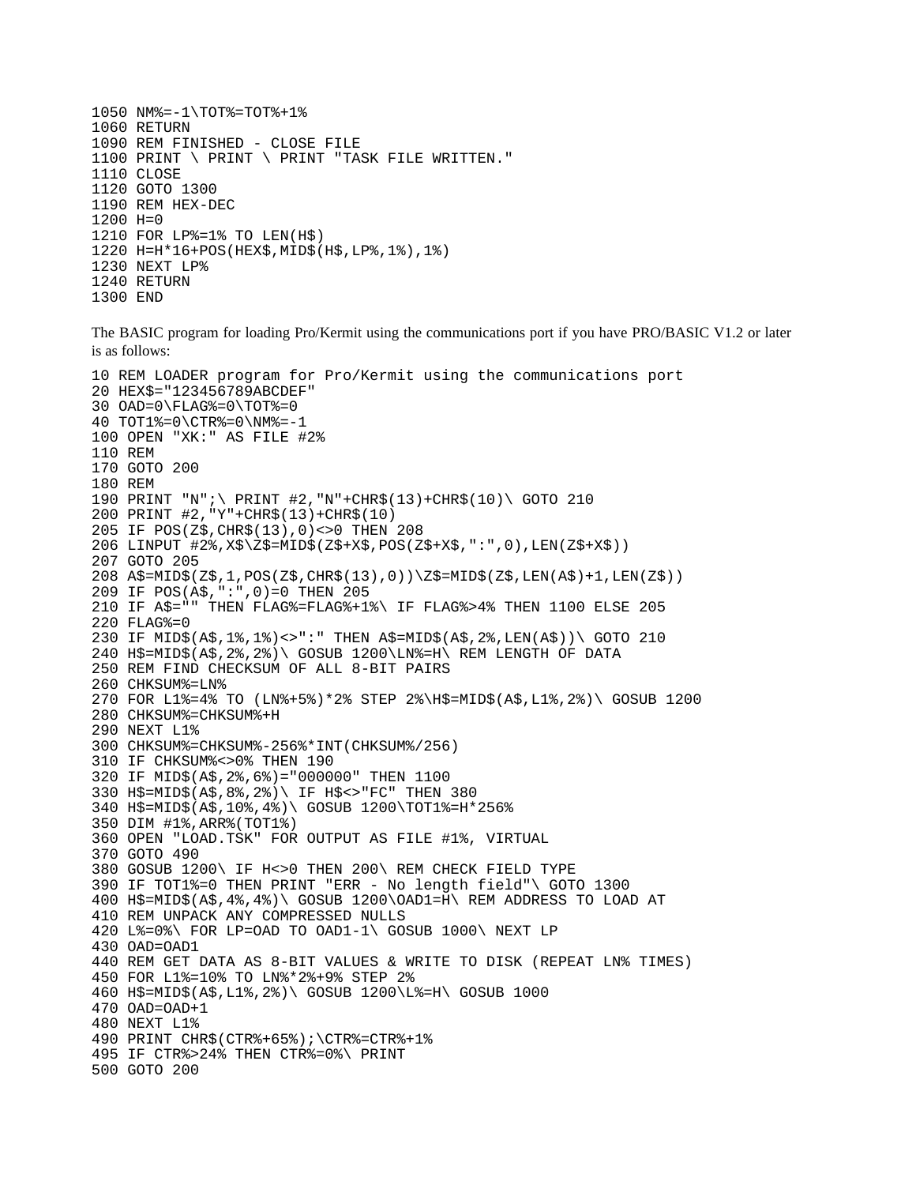```
1050 NM%=-1\TOT%=TOT%+1%
1060 RETURN
1090 REM FINISHED - CLOSE FILE
1100 PRINT \ PRINT \ PRINT "TASK FILE WRITTEN."
1110 CLOSE
1120 GOTO 1300
1190 REM HEX-DEC
1200 H=0
1210 FOR LP%=1% TO LEN(H$)
1220 H=H*16+POS(HEX$,MID$(H$,LP%,1%),1%)
1230 NEXT LP%
1240 RETURN
1300 END
```

The BASIC program for loading Pro/Kermit using the communications port if you have PRO/BASIC V1.2 or later is as follows:

```
10 REM LOADER program for Pro/Kermit using the communications port
20 HEX$="123456789ABCDEF"
30 OAD=0\FLAG%=0\TOT%=0
40 TOT1%=0\CTR%=0\NM%=-1
100 OPEN "XK:" AS FILE #2%
110 REM
170 GOTO 200
180 REM
190 PRINT "N";\ PRINT #2,"N"+CHR$(13)+CHR$(10)\ GOTO 210
200 PRINT #2,"Y"+CHR$(13)+CHR$(10)
205 IF POS(Z$,CHR$(13),0)<>0 THEN 208
206 LINPUT #2%,X$\Z$=MID$(Z$+X$,POS(Z$+X$,":",0),LEN(Z$+X$))
207 GOTO 205
208 A$=MID$(Z$,1,POS(Z$,CHR$(13),0))\Z$=MID$(Z$,LEN(A$)+1,LEN(Z$))
209 IF POS(A$,":",0)=0 THEN 205
210 IF A$="" THEN FLAG%=FLAG%+1%\ IF FLAG%>4% THEN 1100 ELSE 205
220 FLAG%=0
230 IF MID$(A$,1%,1%)<>":" THEN A$=MID$(A$,2%,LEN(A$))\ GOTO 210
240 H$=MID$(A$,2%,2%)\ GOSUB 1200\LN%=H\ REM LENGTH OF DATA
250 REM FIND CHECKSUM OF ALL 8-BIT PAIRS
260 CHKSUM%=LN%
270 FOR L1%=4% TO (LN%+5%)*2% STEP 2%\H$=MID$(A$,L1%,2%)\ GOSUB 1200
280 CHKSUM%=CHKSUM%+H
290 NEXT L1%
300 CHKSUM%=CHKSUM%-256%*INT(CHKSUM%/256)
310 IF CHKSUM%<>0% THEN 190
320 IF MID$(A$,2%,6%)="000000" THEN 1100
330 H$=MID$(A$,8%,2%)\ IF H$<>"FC" THEN 380
340 H$=MID$(A$,10%,4%)\ GOSUB 1200\TOT1%=H*256%
350 DIM #1%,ARR%(TOT1%)
360 OPEN "LOAD.TSK" FOR OUTPUT AS FILE #1%, VIRTUAL
370 GOTO 490
380 GOSUB 1200\ IF H<>0 THEN 200\ REM CHECK FIELD TYPE
390 IF TOT1%=0 THEN PRINT "ERR - No length field"\ GOTO 1300
400 H$=MID$(A$,4%,4%)\ GOSUB 1200\OAD1=H\ REM ADDRESS TO LOAD AT
410 REM UNPACK ANY COMPRESSED NULLS
420 L%=0%\ FOR LP=OAD TO OAD1-1\ GOSUB 1000\ NEXT LP
430 OAD=OAD1
440 REM GET DATA AS 8-BIT VALUES & WRITE TO DISK (REPEAT LN% TIMES)
450 FOR L1%=10% TO LN%*2%+9% STEP 2%
460 H$=MID$(A$,L1%,2%)\ GOSUB 1200\L%=H\ GOSUB 1000
470 OAD=OAD+1
480 NEXT L1%
490 PRINT CHR$(CTR%+65%);\CTR%=CTR%+1%
495 IF CTR%>24% THEN CTR%=0%\ PRINT
500 GOTO 200
```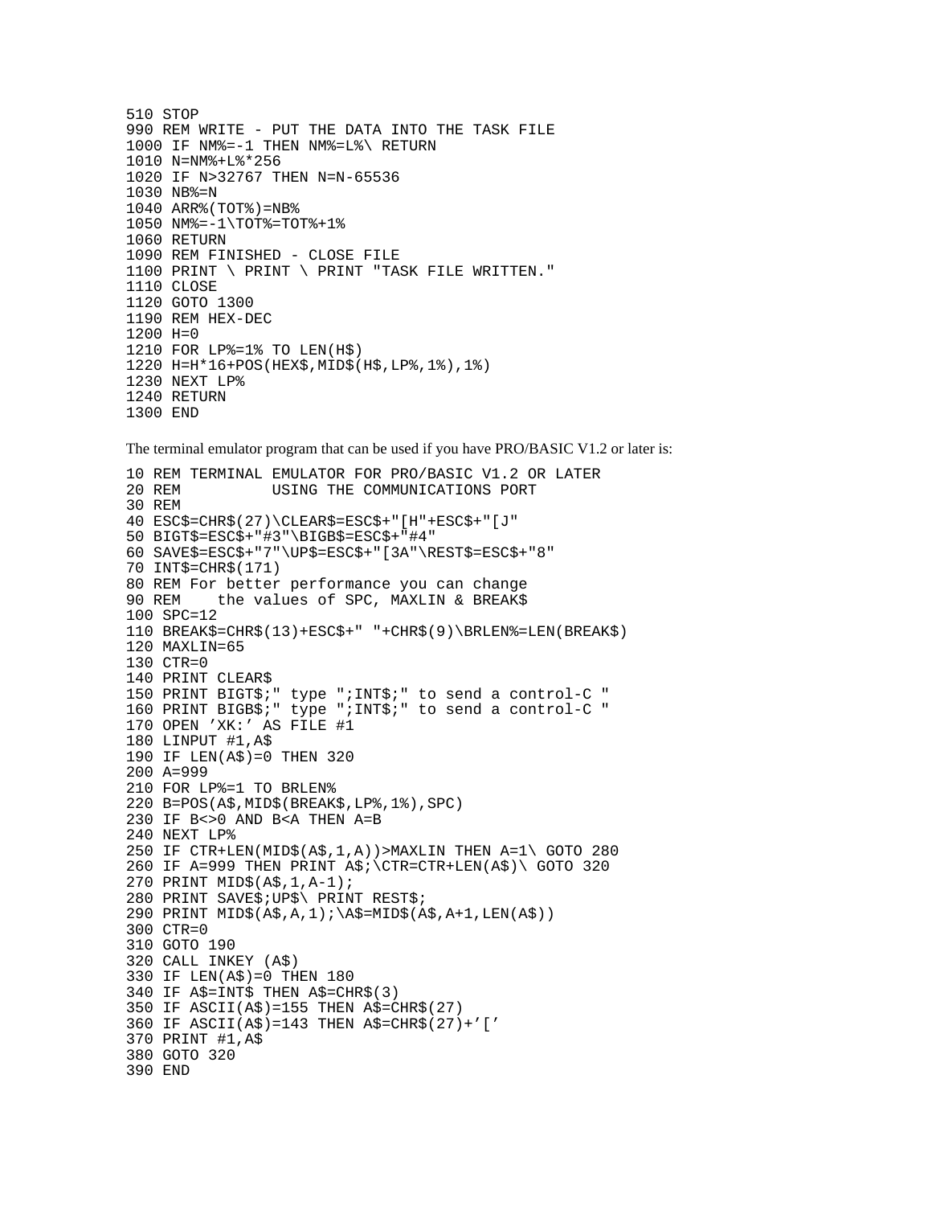```
510 STOP
990 REM WRITE - PUT THE DATA INTO THE TASK FILE
1000 IF NM%=-1 THEN NM%=L%\ RETURN
1010 N=NM%+L%*256
1020 IF N>32767 THEN N=N-65536
1030 NB%=N
1040 ARR%(TOT%)=NB%
1050 NM%=-1\TOT%=TOT%+1%
1060 RETURN
1090 REM FINISHED - CLOSE FILE
1100 PRINT \ PRINT \ PRINT "TASK FILE WRITTEN."
1110 CLOSE
1120 GOTO 1300
1190 REM HEX-DEC
1200 H=0
1210 FOR LP%=1% TO LEN(H$)
1220 H=H*16+POS(HEX$,MID$(H$,LP%,1%),1%)
1230 NEXT LP%
1240 RETURN
1300 END
```

The terminal emulator program that can be used if you have PRO/BASIC V1.2 or later is:

```
10 REM TERMINAL EMULATOR FOR PRO/BASIC V1.2 OR LATER
20 REM          USING THE COMMUNICATIONS PORT
30 REM
40 ESC$=CHR$(27)\CLEAR$=ESC$+"[H"+ESC$+"[J"
50 BIGT$=ESC$+"#3"\BIGB$=ESC$+"#4"
60 SAVE$=ESC$+"7"\UP$=ESC$+"[3A"\REST$=ESC$+"8"
70 INT$=CHR$(171)
80 REM For better performance you can change
90 REM    the values of SPC, MAXLIN & BREAK$
100 SPC=12
110 BREAK$=CHR$(13)+ESC$+" "+CHR$(9)\BRLEN%=LEN(BREAK$)
120 MAXLIN=65
130 CTR=0
140 PRINT CLEAR$
150 PRINT BIGT$;" type ";INT$;" to send a control-C "
160 PRINT BIGB$;" type ";INT$;" to send a control-C "
170 OPEN 'XK:' AS FILE #1
180 LINPUT #1,A$
190 IF LEN(A$)=0 THEN 320
200 A=999
210 FOR LP%=1 TO BRLEN%
220 B=POS(A$,MID$(BREAK$,LP%,1%),SPC)
230 IF B<>0 AND B<A THEN A=B
240 NEXT LP%
250 IF CTR+LEN(MID$(A$,1,A))>MAXLIN THEN A=1\ GOTO 280
260 IF A=999 THEN PRINT A$;\CTR=CTR+LEN(A$)\ GOTO 320
270 PRINT MID$(A$,1,A-1);
280 PRINT SAVE$;UP$\ PRINT REST$;
290 PRINT MID$(A$,A,1);\A$=MID$(A$,A+1,LEN(A$))
300 CTR=0
310 GOTO 190
320 CALL INKEY (A$)
330 IF LEN(A$)=0 THEN 180
340 IF A$=INT$ THEN A$=CHR$(3)
350 IF ASCII(A$)=155 THEN A$=CHR$(27)
360 IF ASCII(A$)=143 THEN A$=CHR$(27)+'['
370 PRINT #1,A$
380 GOTO 320
390 END
```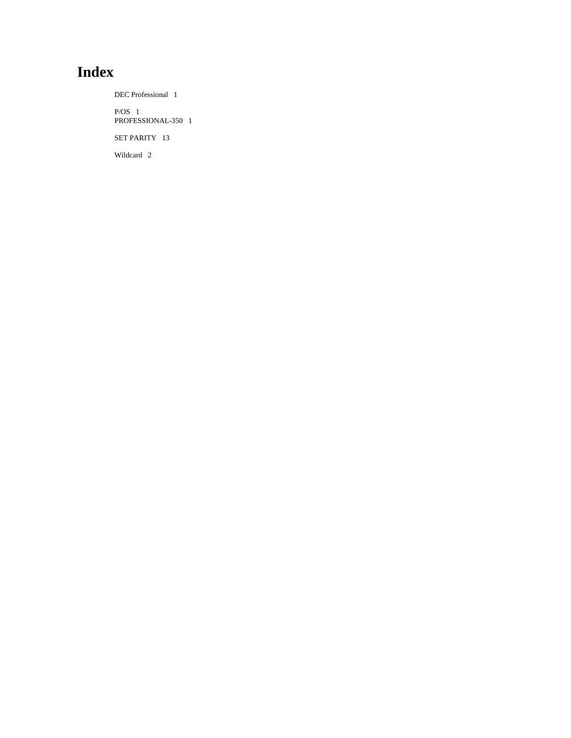# Index

DEC Professional 1

P/OS 1
PROFESSIONAL-350 1

SET PARITY 13

Wildcard 2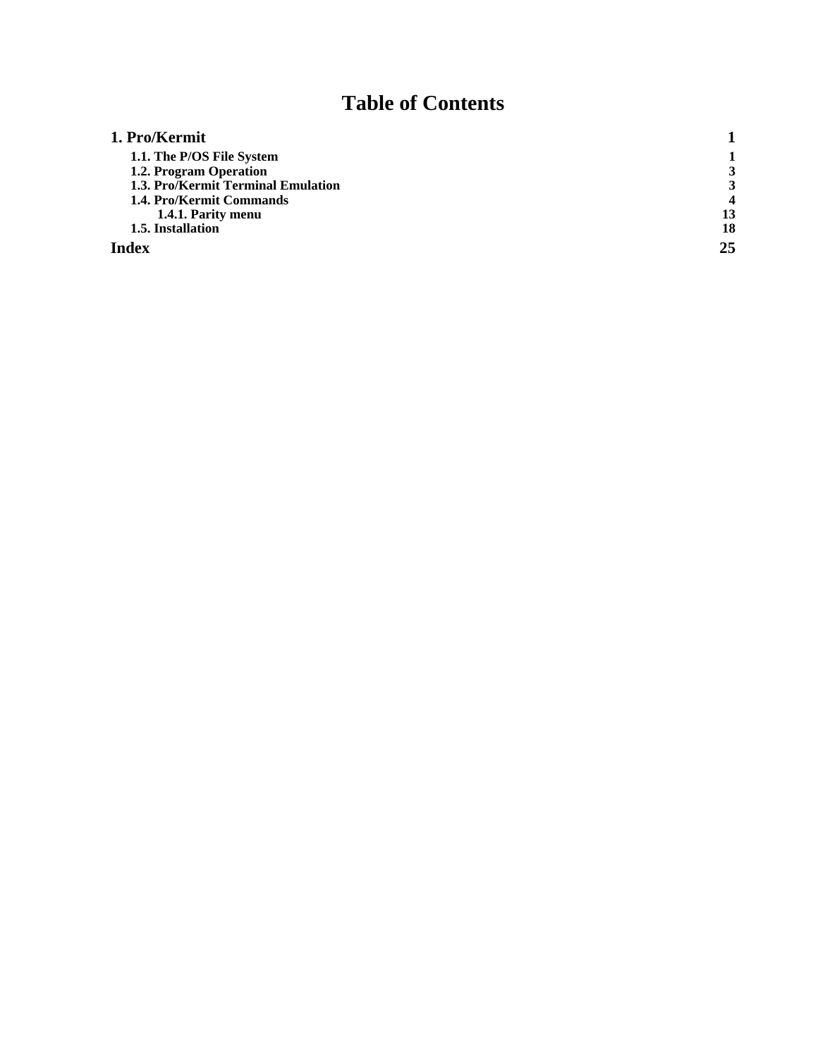# Table of Contents

| | |
|---|---|
| **1. Pro/Kermit** | **1** |
| **1.1. The P/OS File System** | **1** |
| **1.2. Program Operation** | **3** |
| **1.3. Pro/Kermit Terminal Emulation** | **3** |
| **1.4. Pro/Kermit Commands** | **4** |
| **1.4.1. Parity menu** | **13** |
| **1.5. Installation** | **18** |
| **Index** | **25** |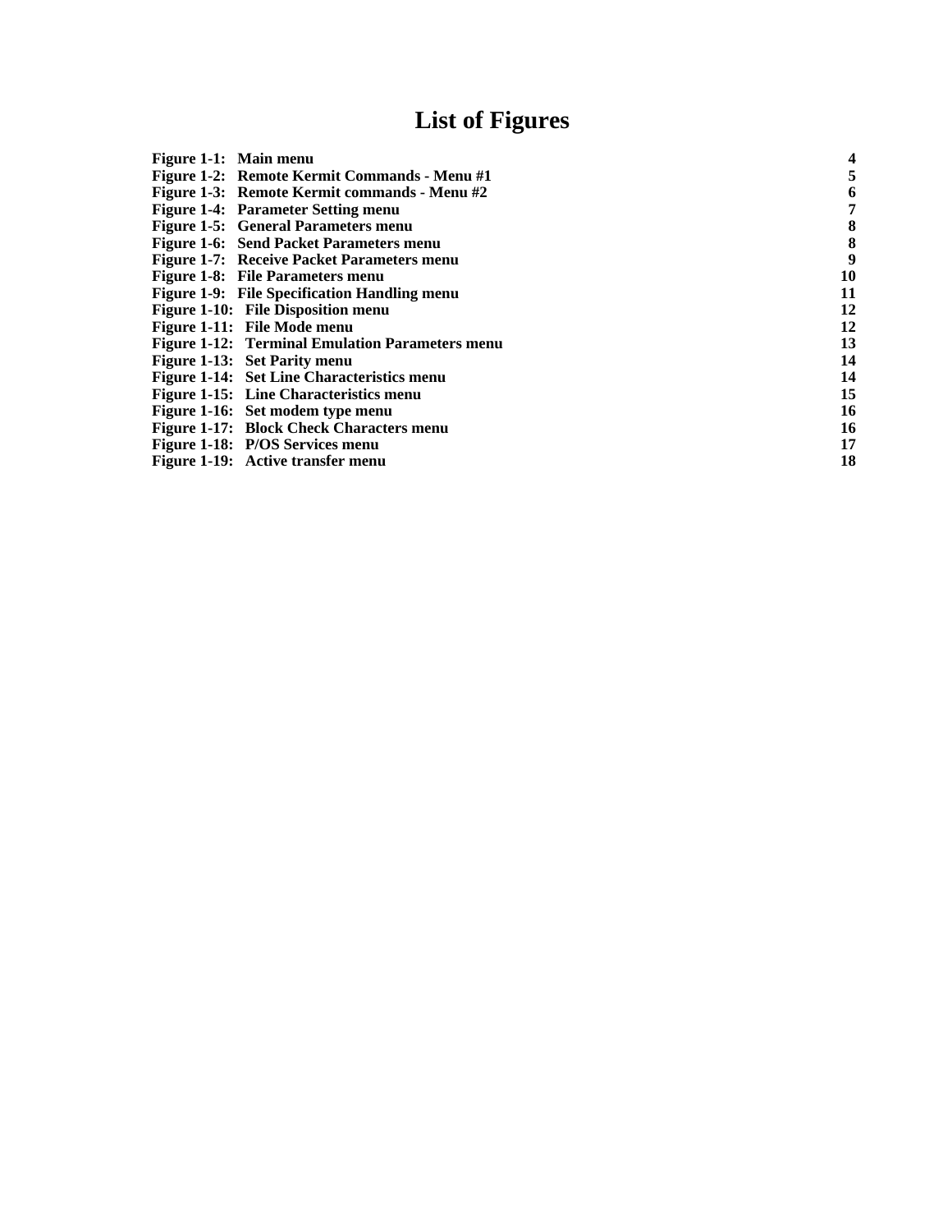# List of Figures

| | | |
|---|---|---|
| **Figure 1-1:** | **Main menu** | **4** |
| **Figure 1-2:** | **Remote Kermit Commands - Menu #1** | **5** |
| **Figure 1-3:** | **Remote Kermit commands - Menu #2** | **6** |
| **Figure 1-4:** | **Parameter Setting menu** | **7** |
| **Figure 1-5:** | **General Parameters menu** | **8** |
| **Figure 1-6:** | **Send Packet Parameters menu** | **8** |
| **Figure 1-7:** | **Receive Packet Parameters menu** | **9** |
| **Figure 1-8:** | **File Parameters menu** | **10** |
| **Figure 1-9:** | **File Specification Handling menu** | **11** |
| **Figure 1-10:** | **File Disposition menu** | **12** |
| **Figure 1-11:** | **File Mode menu** | **12** |
| **Figure 1-12:** | **Terminal Emulation Parameters menu** | **13** |
| **Figure 1-13:** | **Set Parity menu** | **14** |
| **Figure 1-14:** | **Set Line Characteristics menu** | **14** |
| **Figure 1-15:** | **Line Characteristics menu** | **15** |
| **Figure 1-16:** | **Set modem type menu** | **16** |
| **Figure 1-17:** | **Block Check Characters menu** | **16** |
| **Figure 1-18:** | **P/OS Services menu** | **17** |
| **Figure 1-19:** | **Active transfer menu** | **18** |